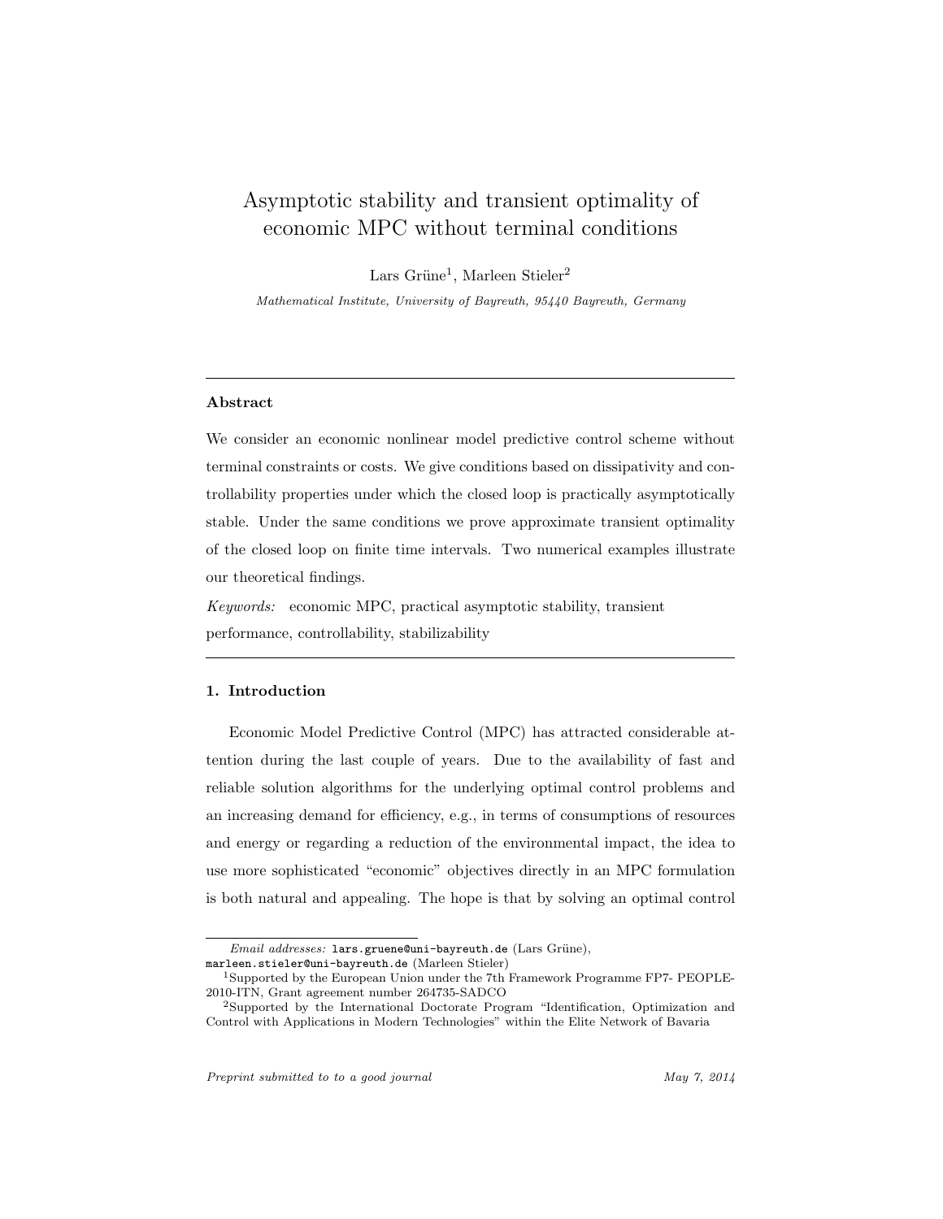# Asymptotic stability and transient optimality of economic MPC without terminal conditions

Lars Grüne[1], Marleen Stieler[2]

*Mathematical Institute, University of Bayreuth, 95440 Bayreuth, Germany*

---

### Abstract

We consider an economic nonlinear model predictive control scheme without terminal constraints or costs. We give conditions based on dissipativity and controllability properties under which the closed loop is practically asymptotically stable. Under the same conditions we prove approximate transient optimality of the closed loop on finite time intervals. Two numerical examples illustrate our theoretical findings.

*Keywords:* economic MPC, practical asymptotic stability, transient performance, controllability, stabilizability

---

## 1. Introduction

Economic Model Predictive Control (MPC) has attracted considerable attention during the last couple of years. Due to the availability of fast and reliable solution algorithms for the underlying optimal control problems and an increasing demand for efficiency, e.g., in terms of consumptions of resources and energy or regarding a reduction of the environmental impact, the idea to use more sophisticated "economic" objectives directly in an MPC formulation is both natural and appealing. The hope is that by solving an optimal control

---

*Email addresses:* `lars.gruene@uni-bayreuth.de` (Lars Grüne), `marleen.stieler@uni-bayreuth.de` (Marleen Stieler)

[1] Supported by the European Union under the 7th Framework Programme FP7- PEOPLE-2010-ITN, Grant agreement number 264735-SADCO

[2] Supported by the International Doctorate Program "Identification, Optimization and Control with Applications in Modern Technologies" within the Elite Network of Bavaria

*Preprint submitted to to a good journal* May 7, 2014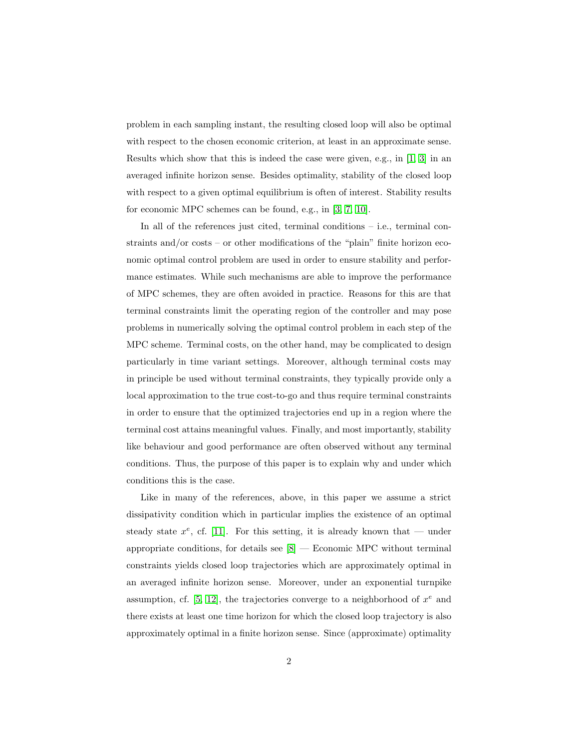problem in each sampling instant, the resulting closed loop will also be optimal with respect to the chosen economic criterion, at least in an approximate sense. Results which show that this is indeed the case were given, e.g., in [1, 3] in an averaged infinite horizon sense. Besides optimality, stability of the closed loop with respect to a given optimal equilibrium is often of interest. Stability results for economic MPC schemes can be found, e.g., in [3, 7, 10].

In all of the references just cited, terminal conditions – i.e., terminal constraints and/or costs – or other modifications of the "plain" finite horizon economic optimal control problem are used in order to ensure stability and performance estimates. While such mechanisms are able to improve the performance of MPC schemes, they are often avoided in practice. Reasons for this are that terminal constraints limit the operating region of the controller and may pose problems in numerically solving the optimal control problem in each step of the MPC scheme. Terminal costs, on the other hand, may be complicated to design particularly in time variant settings. Moreover, although terminal costs may in principle be used without terminal constraints, they typically provide only a local approximation to the true cost-to-go and thus require terminal constraints in order to ensure that the optimized trajectories end up in a region where the terminal cost attains meaningful values. Finally, and most importantly, stability like behaviour and good performance are often observed without any terminal conditions. Thus, the purpose of this paper is to explain why and under which conditions this is the case.

Like in many of the references, above, in this paper we assume a strict dissipativity condition which in particular implies the existence of an optimal steady state $x^e$, cf. [11]. For this setting, it is already known that — under appropriate conditions, for details see [8] — Economic MPC without terminal constraints yields closed loop trajectories which are approximately optimal in an averaged infinite horizon sense. Moreover, under an exponential turnpike assumption, cf. [5, 12], the trajectories converge to a neighborhood of $x^e$ and there exists at least one time horizon for which the closed loop trajectory is also approximately optimal in a finite horizon sense. Since (approximate) optimality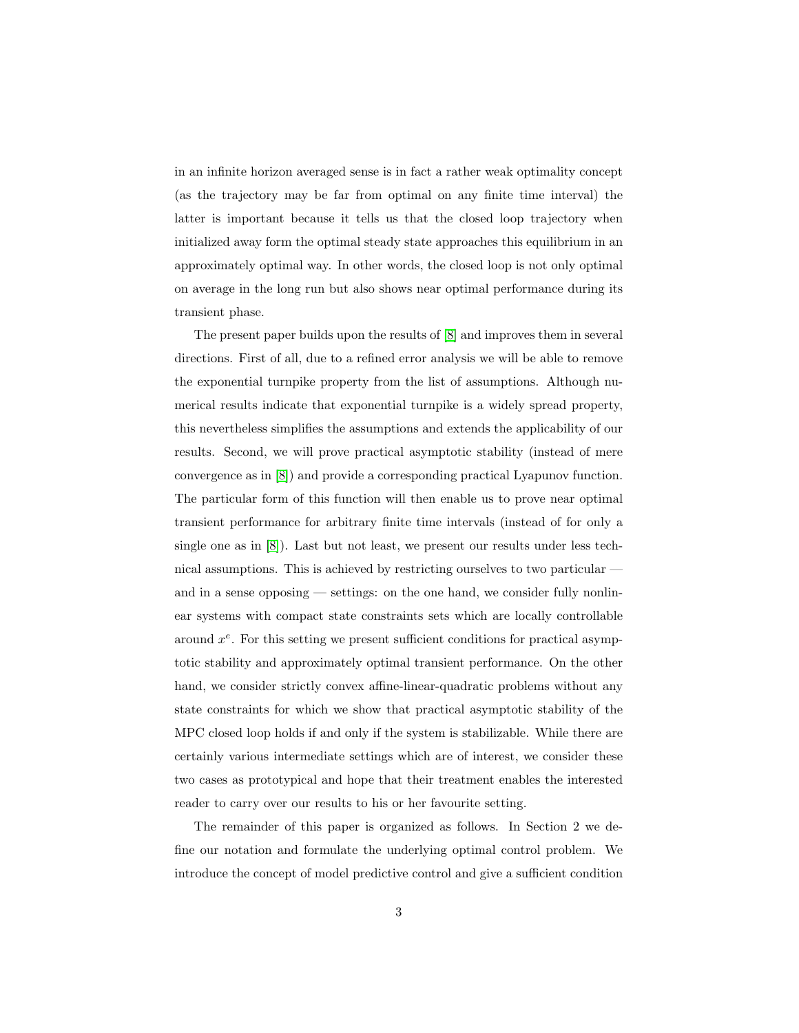in an infinite horizon averaged sense is in fact a rather weak optimality concept (as the trajectory may be far from optimal on any finite time interval) the latter is important because it tells us that the closed loop trajectory when initialized away form the optimal steady state approaches this equilibrium in an approximately optimal way. In other words, the closed loop is not only optimal on average in the long run but also shows near optimal performance during its transient phase.

The present paper builds upon the results of [8] and improves them in several directions. First of all, due to a refined error analysis we will be able to remove the exponential turnpike property from the list of assumptions. Although numerical results indicate that exponential turnpike is a widely spread property, this nevertheless simplifies the assumptions and extends the applicability of our results. Second, we will prove practical asymptotic stability (instead of mere convergence as in [8]) and provide a corresponding practical Lyapunov function. The particular form of this function will then enable us to prove near optimal transient performance for arbitrary finite time intervals (instead of for only a single one as in [8]). Last but not least, we present our results under less technical assumptions. This is achieved by restricting ourselves to two particular — and in a sense opposing — settings: on the one hand, we consider fully nonlinear systems with compact state constraints sets which are locally controllable around $x^e$. For this setting we present sufficient conditions for practical asymptotic stability and approximately optimal transient performance. On the other hand, we consider strictly convex affine-linear-quadratic problems without any state constraints for which we show that practical asymptotic stability of the MPC closed loop holds if and only if the system is stabilizable. While there are certainly various intermediate settings which are of interest, we consider these two cases as prototypical and hope that their treatment enables the interested reader to carry over our results to his or her favourite setting.

The remainder of this paper is organized as follows. In Section 2 we define our notation and formulate the underlying optimal control problem. We introduce the concept of model predictive control and give a sufficient condition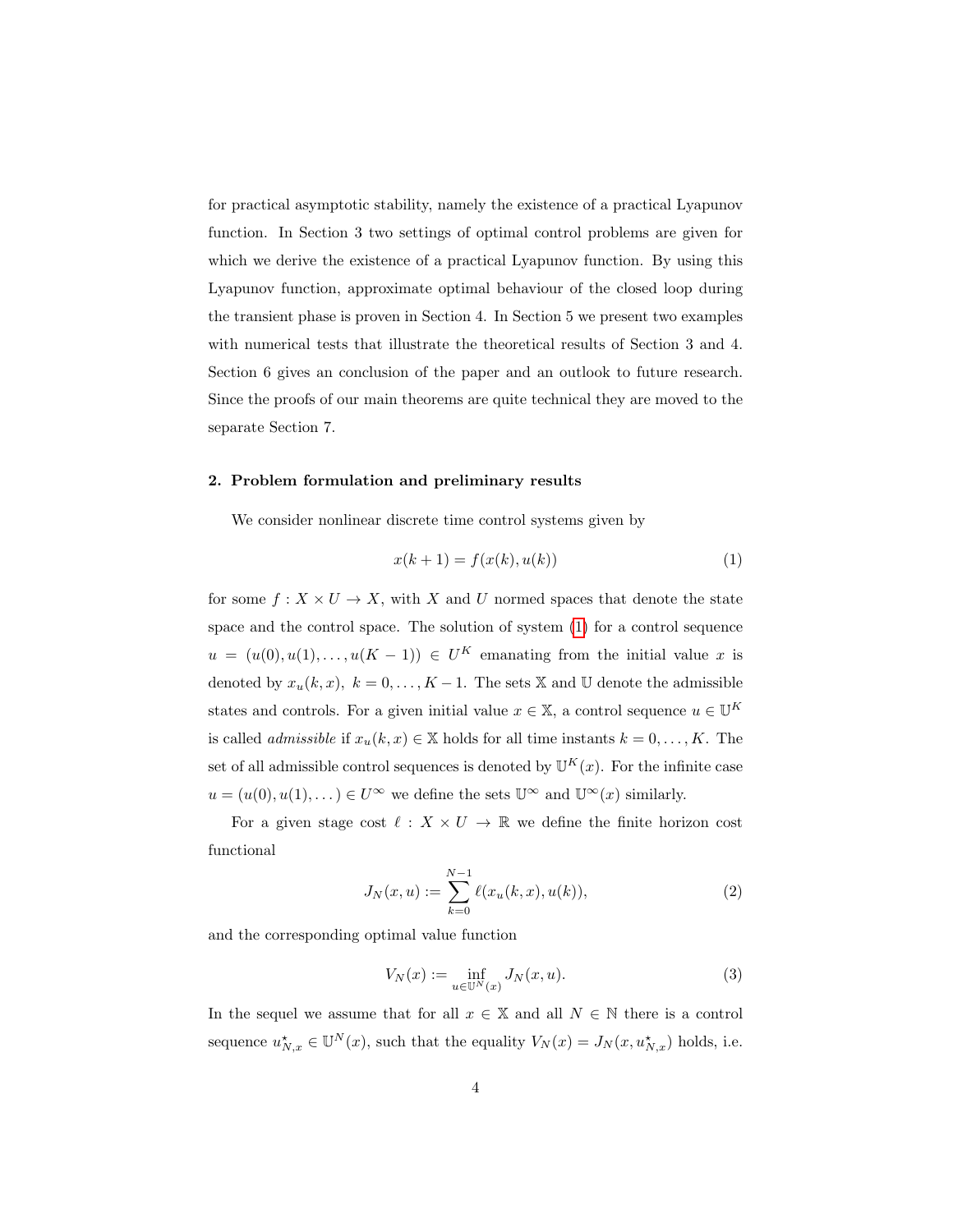for practical asymptotic stability, namely the existence of a practical Lyapunov function. In Section 3 two settings of optimal control problems are given for which we derive the existence of a practical Lyapunov function. By using this Lyapunov function, approximate optimal behaviour of the closed loop during the transient phase is proven in Section 4. In Section 5 we present two examples with numerical tests that illustrate the theoretical results of Section 3 and 4. Section 6 gives an conclusion of the paper and an outlook to future research. Since the proofs of our main theorems are quite technical they are moved to the separate Section 7.

## 2. Problem formulation and preliminary results

We consider nonlinear discrete time control systems given by

$$x(k+1) = f(x(k), u(k)) \tag{1}$$

for some $f : X \times U \to X$, with $X$ and $U$ normed spaces that denote the state space and the control space. The solution of system (1) for a control sequence $u = (u(0), u(1), \dots, u(K-1)) \in U^K$ emanating from the initial value $x$ is denoted by $x_u(k, x)$, $k = 0, \dots, K-1$. The sets $\mathbb{X}$ and $\mathbb{U}$ denote the admissible states and controls. For a given initial value $x \in \mathbb{X}$, a control sequence $u \in \mathbb{U}^K$ is called *admissible* if $x_u(k, x) \in \mathbb{X}$ holds for all time instants $k = 0, \dots, K$. The set of all admissible control sequences is denoted by $\mathbb{U}^K(x)$. For the infinite case $u = (u(0), u(1), \dots) \in U^\infty$ we define the sets $\mathbb{U}^\infty$ and $\mathbb{U}^\infty(x)$ similarly.

For a given stage cost $\ell : X \times U \to \mathbb{R}$ we define the finite horizon cost functional

$$J_N(x, u) := \sum_{k=0}^{N-1} \ell(x_u(k, x), u(k)), \tag{2}$$

and the corresponding optimal value function

$$V_N(x) := \inf_{u \in \mathbb{U}^N(x)} J_N(x, u). \tag{3}$$

In the sequel we assume that for all $x \in \mathbb{X}$ and all $N \in \mathbb{N}$ there is a control sequence $u^\star_{N,x} \in \mathbb{U}^N(x)$, such that the equality $V_N(x) = J_N(x, u^\star_{N,x})$ holds, i.e.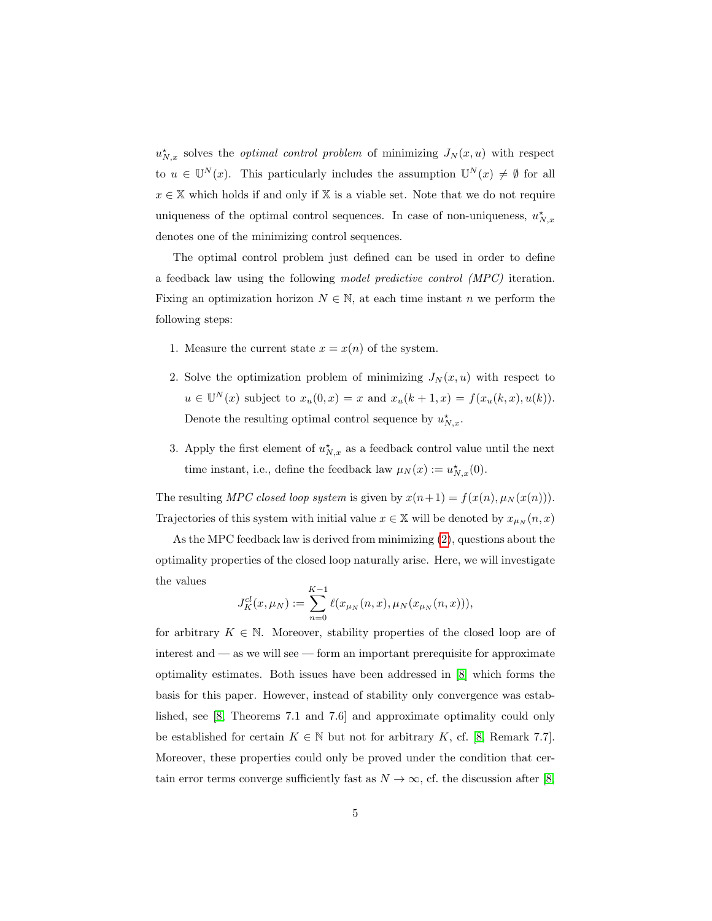$u^\star_{N,x}$ solves the *optimal control problem* of minimizing $J_N(x,u)$ with respect to $u \in \mathbb{U}^N(x)$. This particularly includes the assumption $\mathbb{U}^N(x) \neq \emptyset$ for all $x \in \mathbb{X}$ which holds if and only if $\mathbb{X}$ is a viable set. Note that we do not require uniqueness of the optimal control sequences. In case of non-uniqueness, $u^\star_{N,x}$ denotes one of the minimizing control sequences.

The optimal control problem just defined can be used in order to define a feedback law using the following *model predictive control (MPC)* iteration. Fixing an optimization horizon $N \in \mathbb{N}$, at each time instant $n$ we perform the following steps:

1. Measure the current state $x = x(n)$ of the system.
2. Solve the optimization problem of minimizing $J_N(x,u)$ with respect to $u \in \mathbb{U}^N(x)$ subject to $x_u(0,x) = x$ and $x_u(k+1,x) = f(x_u(k,x), u(k))$. Denote the resulting optimal control sequence by $u^\star_{N,x}$.
3. Apply the first element of $u^\star_{N,x}$ as a feedback control value until the next time instant, i.e., define the feedback law $\mu_N(x) := u^\star_{N,x}(0)$.

The resulting *MPC closed loop system* is given by $x(n+1) = f(x(n), \mu_N(x(n)))$. Trajectories of this system with initial value $x \in \mathbb{X}$ will be denoted by $x_{\mu_N}(n,x)$

As the MPC feedback law is derived from minimizing (2), questions about the optimality properties of the closed loop naturally arise. Here, we will investigate the values

$$J^{cl}_K(x, \mu_N) := \sum_{n=0}^{K-1} \ell(x_{\mu_N}(n,x), \mu_N(x_{\mu_N}(n,x))),$$

for arbitrary $K \in \mathbb{N}$. Moreover, stability properties of the closed loop are of interest and — as we will see — form an important prerequisite for approximate optimality estimates. Both issues have been addressed in [8] which forms the basis for this paper. However, instead of stability only convergence was established, see [8, Theorems 7.1 and 7.6] and approximate optimality could only be established for certain $K \in \mathbb{N}$ but not for arbitrary $K$, cf. [8, Remark 7.7]. Moreover, these properties could only be proved under the condition that certain error terms converge sufficiently fast as $N \to \infty$, cf. the discussion after [8,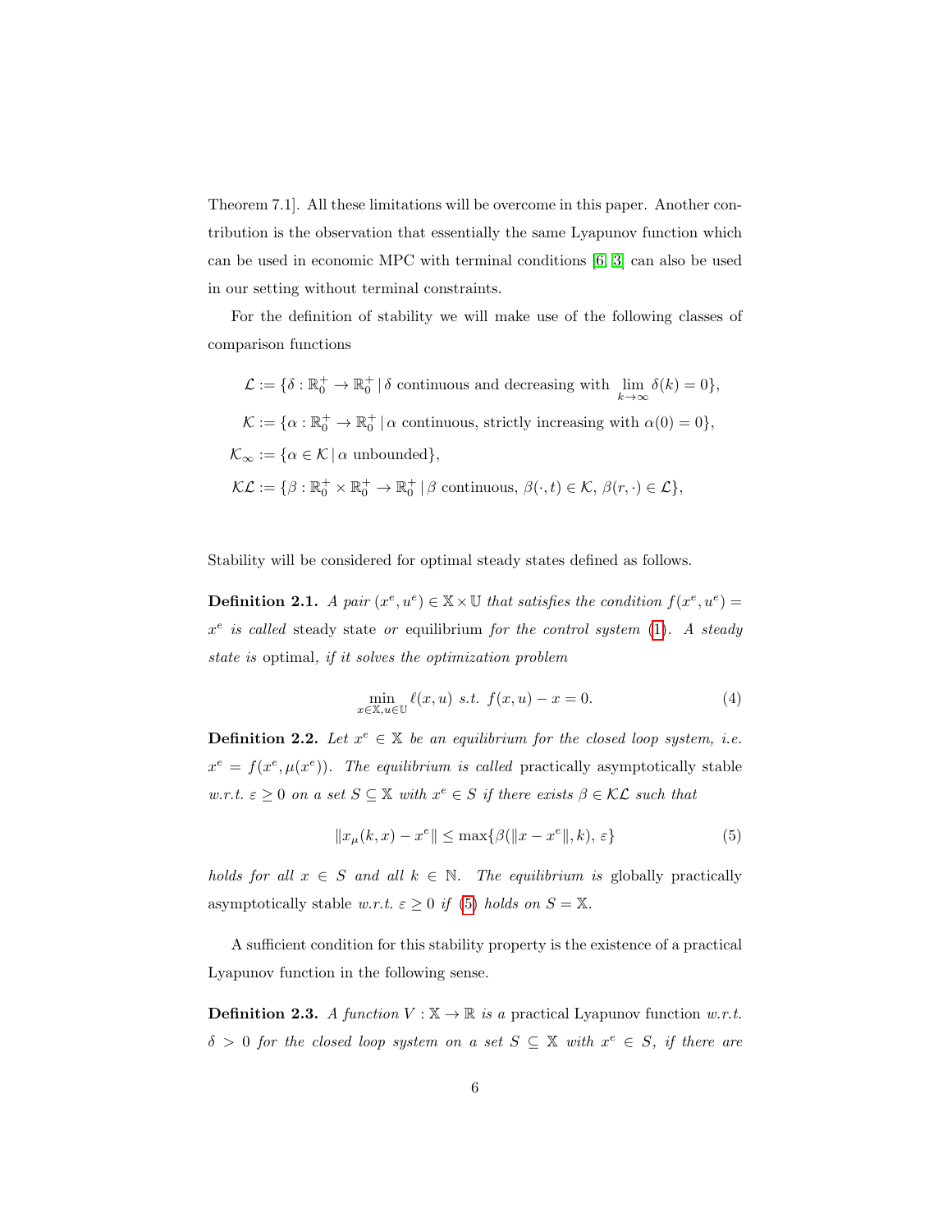Theorem 7.1]. All these limitations will be overcome in this paper. Another contribution is the observation that essentially the same Lyapunov function which can be used in economic MPC with terminal conditions [6, 3] can also be used in our setting without terminal constraints.

For the definition of stability we will make use of the following classes of comparison functions

$$
\begin{aligned}
\mathcal{L} &:= \{\delta : \mathbb{R}_0^+ \to \mathbb{R}_0^+ \,|\, \delta \text{ continuous and decreasing with } \lim_{k\to\infty} \delta(k) = 0\}, \\
\mathcal{K} &:= \{\alpha : \mathbb{R}_0^+ \to \mathbb{R}_0^+ \,|\, \alpha \text{ continuous, strictly increasing with } \alpha(0) = 0\}, \\
\mathcal{K}_\infty &:= \{\alpha \in \mathcal{K} \,|\, \alpha \text{ unbounded}\}, \\
\mathcal{KL} &:= \{\beta : \mathbb{R}_0^+ \times \mathbb{R}_0^+ \to \mathbb{R}_0^+ \,|\, \beta \text{ continuous, } \beta(\cdot, t) \in \mathcal{K},\, \beta(r, \cdot) \in \mathcal{L}\},
\end{aligned}
$$

Stability will be considered for optimal steady states defined as follows.

**Definition 2.1.** *A pair $(x^e, u^e) \in \mathbb{X} \times \mathbb{U}$ that satisfies the condition $f(x^e, u^e) = x^e$ is called* steady state *or* equilibrium *for the control system* (1)*. A steady state is* optimal*, if it solves the optimization problem*

$$\min_{x\in\mathbb{X}, u\in\mathbb{U}} \ell(x, u) \text{ s.t. } f(x, u) - x = 0. \tag{4}$$

**Definition 2.2.** *Let $x^e \in \mathbb{X}$ be an equilibrium for the closed loop system, i.e. $x^e = f(x^e, \mu(x^e))$. The equilibrium is called* practically asymptotically stable *w.r.t. $\varepsilon \geq 0$ on a set $S \subseteq \mathbb{X}$ with $x^e \in S$ if there exists $\beta \in \mathcal{KL}$ such that*

$$\|x_\mu(k, x) - x^e\| \leq \max\{\beta(\|x - x^e\|, k),\, \varepsilon\} \tag{5}$$

*holds for all $x \in S$ and all $k \in \mathbb{N}$. The equilibrium is* globally practically asymptotically stable *w.r.t. $\varepsilon \geq 0$ if* (5) *holds on $S = \mathbb{X}$.*

A sufficient condition for this stability property is the existence of a practical Lyapunov function in the following sense.

**Definition 2.3.** *A function $V : \mathbb{X} \to \mathbb{R}$ is a* practical Lyapunov function *w.r.t. $\delta > 0$ for the closed loop system on a set $S \subseteq \mathbb{X}$ with $x^e \in S$, if there are*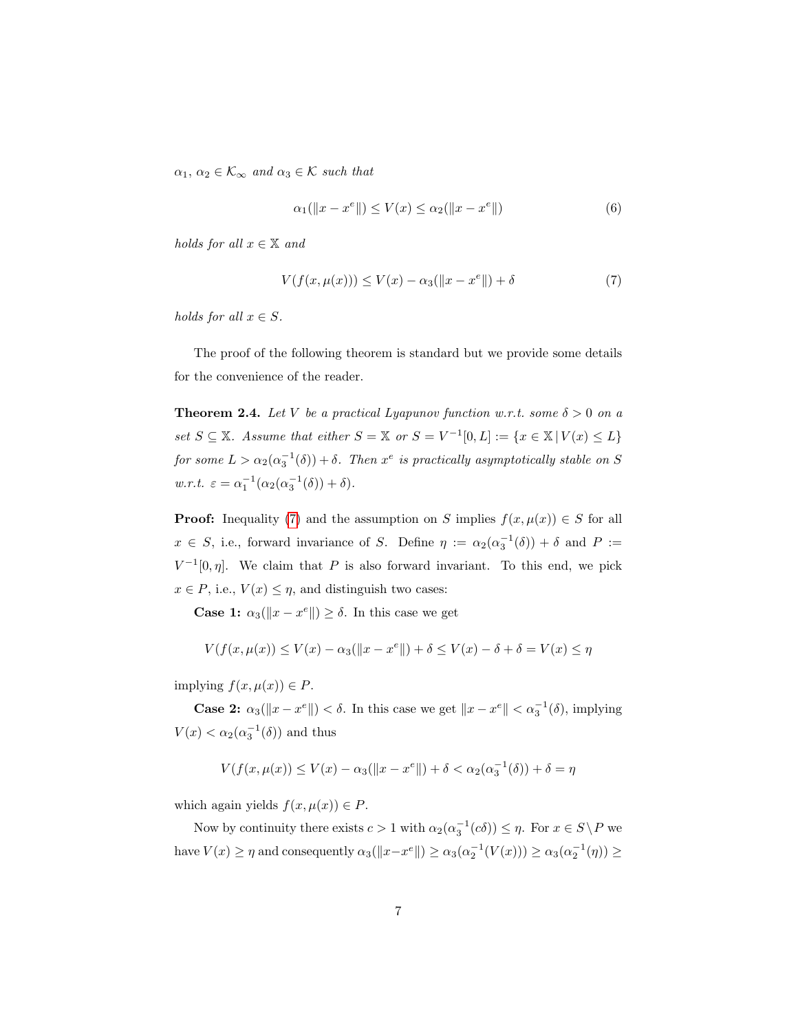$\alpha_1$, $\alpha_2 \in \mathcal{K}_\infty$ *and* $\alpha_3 \in \mathcal{K}$ *such that*

$$\alpha_1(\|x - x^e\|) \leq V(x) \leq \alpha_2(\|x - x^e\|) \tag{6}$$

*holds for all* $x \in \mathbb{X}$ *and*

$$V(f(x, \mu(x))) \leq V(x) - \alpha_3(\|x - x^e\|) + \delta \tag{7}$$

*holds for all* $x \in S$.

The proof of the following theorem is standard but we provide some details for the convenience of the reader.

**Theorem 2.4.** *Let* $V$ *be a practical Lyapunov function w.r.t. some* $\delta > 0$ *on a set* $S \subseteq \mathbb{X}$. *Assume that either* $S = \mathbb{X}$ *or* $S = V^{-1}[0, L] := \{x \in \mathbb{X} \,|\, V(x) \leq L\}$ *for some* $L > \alpha_2(\alpha_3^{-1}(\delta)) + \delta$. *Then* $x^e$ *is practically asymptotically stable on* $S$ *w.r.t.* $\varepsilon = \alpha_1^{-1}(\alpha_2(\alpha_3^{-1}(\delta)) + \delta)$.

**Proof:** Inequality (7) and the assumption on $S$ implies $f(x, \mu(x)) \in S$ for all $x \in S$, i.e., forward invariance of $S$. Define $\eta := \alpha_2(\alpha_3^{-1}(\delta)) + \delta$ and $P := V^{-1}[0, \eta]$. We claim that $P$ is also forward invariant. To this end, we pick $x \in P$, i.e., $V(x) \leq \eta$, and distinguish two cases:

**Case 1:** $\alpha_3(\|x - x^e\|) \geq \delta$. In this case we get

$$V(f(x, \mu(x)) \leq V(x) - \alpha_3(\|x - x^e\|) + \delta \leq V(x) - \delta + \delta = V(x) \leq \eta$$

implying $f(x, \mu(x)) \in P$.

**Case 2:** $\alpha_3(\|x - x^e\|) < \delta$. In this case we get $\|x - x^e\| < \alpha_3^{-1}(\delta)$, implying $V(x) < \alpha_2(\alpha_3^{-1}(\delta))$ and thus

$$V(f(x, \mu(x)) \leq V(x) - \alpha_3(\|x - x^e\|) + \delta < \alpha_2(\alpha_3^{-1}(\delta)) + \delta = \eta$$

which again yields $f(x, \mu(x)) \in P$.

Now by continuity there exists $c > 1$ with $\alpha_2(\alpha_3^{-1}(c\delta)) \leq \eta$. For $x \in S \setminus P$ we have $V(x) \geq \eta$ and consequently $\alpha_3(\|x - x^e\|) \geq \alpha_3(\alpha_2^{-1}(V(x))) \geq \alpha_3(\alpha_2^{-1}(\eta)) \geq$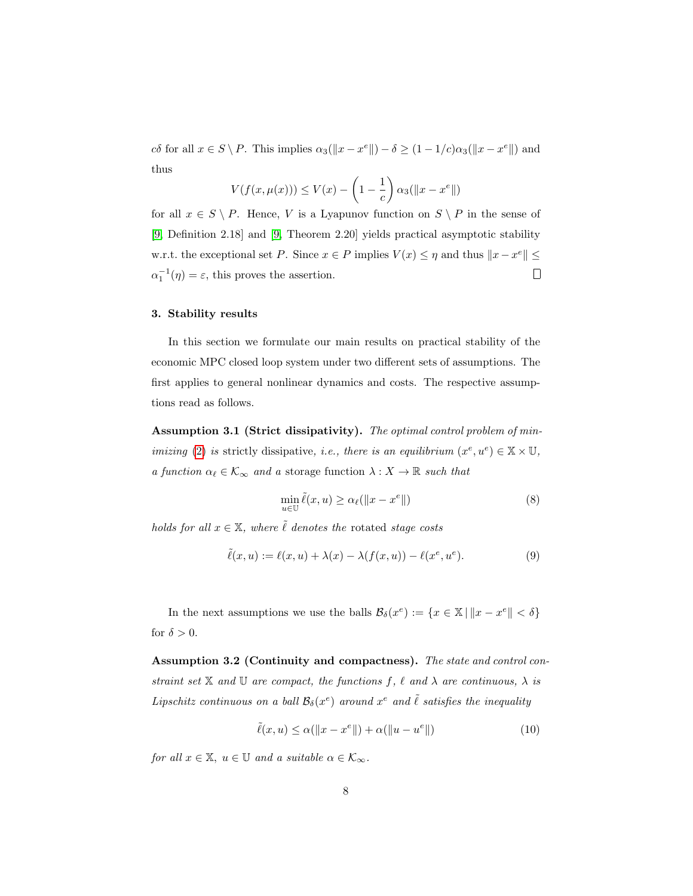$c\delta$ for all $x \in S \setminus P$. This implies $\alpha_3(\|x - x^e\|) - \delta \geq (1 - 1/c)\alpha_3(\|x - x^e\|)$ and thus

$$V(f(x, \mu(x))) \leq V(x) - \left(1 - \frac{1}{c}\right)\alpha_3(\|x - x^e\|)$$

for all $x \in S \setminus P$. Hence, $V$ is a Lyapunov function on $S \setminus P$ in the sense of [9, Definition 2.18] and [9, Theorem 2.20] yields practical asymptotic stability w.r.t. the exceptional set $P$. Since $x \in P$ implies $V(x) \leq \eta$ and thus $\|x - x^e\| \leq \alpha_1^{-1}(\eta) = \varepsilon$, this proves the assertion. $\square$

## 3. Stability results

In this section we formulate our main results on practical stability of the economic MPC closed loop system under two different sets of assumptions. The first applies to general nonlinear dynamics and costs. The respective assumptions read as follows.

**Assumption 3.1 (Strict dissipativity).** *The optimal control problem of minimizing (2) is* strictly dissipative, *i.e., there is an equilibrium $(x^e, u^e) \in \mathbb{X} \times \mathbb{U}$, a function $\alpha_\ell \in \mathcal{K}_\infty$ and a* storage function *$\lambda : X \to \mathbb{R}$ such that*

$$\min_{u \in \mathbb{U}} \tilde{\ell}(x, u) \geq \alpha_\ell(\|x - x^e\|) \tag{8}$$

*holds for all $x \in \mathbb{X}$, where $\tilde{\ell}$ denotes the* rotated *stage costs*

$$\tilde{\ell}(x, u) := \ell(x, u) + \lambda(x) - \lambda(f(x, u)) - \ell(x^e, u^e). \tag{9}$$

In the next assumptions we use the balls $\mathcal{B}_\delta(x^e) := \{x \in \mathbb{X} \,|\, \|x - x^e\| < \delta\}$ for $\delta > 0$.

**Assumption 3.2 (Continuity and compactness).** *The state and control constraint set $\mathbb{X}$ and $\mathbb{U}$ are compact, the functions $f$, $\ell$ and $\lambda$ are continuous, $\lambda$ is Lipschitz continuous on a ball $\mathcal{B}_\delta(x^e)$ around $x^e$ and $\tilde{\ell}$ satisfies the inequality*

$$\tilde{\ell}(x, u) \leq \alpha(\|x - x^e\|) + \alpha(\|u - u^e\|) \tag{10}$$

*for all $x \in \mathbb{X}$, $u \in \mathbb{U}$ and a suitable $\alpha \in \mathcal{K}_\infty$.*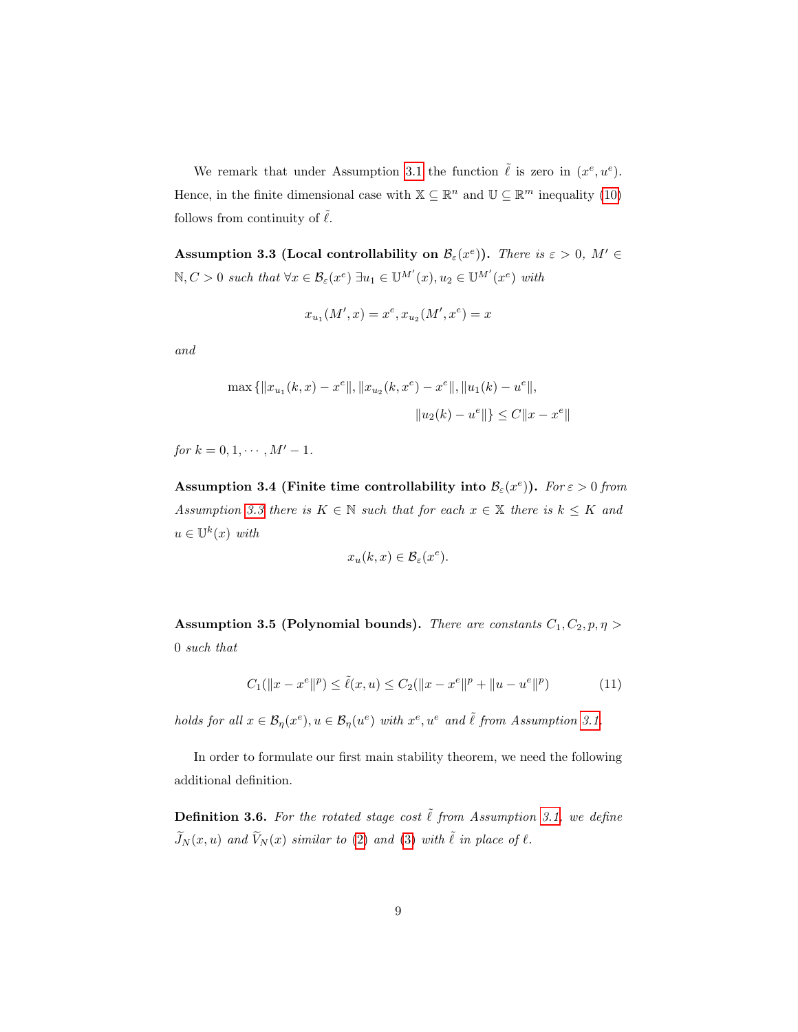We remark that under Assumption 3.1 the function $\tilde{\ell}$ is zero in $(x^e, u^e)$. Hence, in the finite dimensional case with $\mathbb{X} \subseteq \mathbb{R}^n$ and $\mathbb{U} \subseteq \mathbb{R}^m$ inequality (10) follows from continuity of $\tilde{\ell}$.

**Assumption 3.3 (Local controllability on $\mathcal{B}_\varepsilon(x^e)$).** *There is $\varepsilon > 0$, $M' \in \mathbb{N}, C > 0$ such that $\forall x \in \mathcal{B}_\varepsilon(x^e)$ $\exists u_1 \in \mathbb{U}^{M'}(x), u_2 \in \mathbb{U}^{M'}(x^e)$ with*

$$x_{u_1}(M', x) = x^e, x_{u_2}(M', x^e) = x$$

*and*

$$\max\{\|x_{u_1}(k,x) - x^e\|, \|x_{u_2}(k, x^e) - x^e\|, \|u_1(k) - u^e\|, \|u_2(k) - u^e\|\} \leq C\|x - x^e\|$$

*for $k = 0, 1, \cdots, M' - 1$.*

**Assumption 3.4 (Finite time controllability into $\mathcal{B}_\varepsilon(x^e)$).** *For $\varepsilon > 0$ from Assumption 3.3 there is $K \in \mathbb{N}$ such that for each $x \in \mathbb{X}$ there is $k \leq K$ and $u \in \mathbb{U}^k(x)$ with*

$$x_u(k, x) \in \mathcal{B}_\varepsilon(x^e).$$

**Assumption 3.5 (Polynomial bounds).** *There are constants $C_1, C_2, p, \eta > 0$ such that*

$$C_1(\|x - x^e\|^p) \leq \tilde{\ell}(x, u) \leq C_2(\|x - x^e\|^p + \|u - u^e\|^p) \tag{11}$$

*holds for all $x \in \mathcal{B}_\eta(x^e), u \in \mathcal{B}_\eta(u^e)$ with $x^e, u^e$ and $\tilde{\ell}$ from Assumption 3.1.*

In order to formulate our first main stability theorem, we need the following additional definition.

**Definition 3.6.** *For the rotated stage cost $\tilde{\ell}$ from Assumption 3.1, we define $\widetilde{J}_N(x, u)$ and $\widetilde{V}_N(x)$ similar to (2) and (3) with $\tilde{\ell}$ in place of $\ell$.*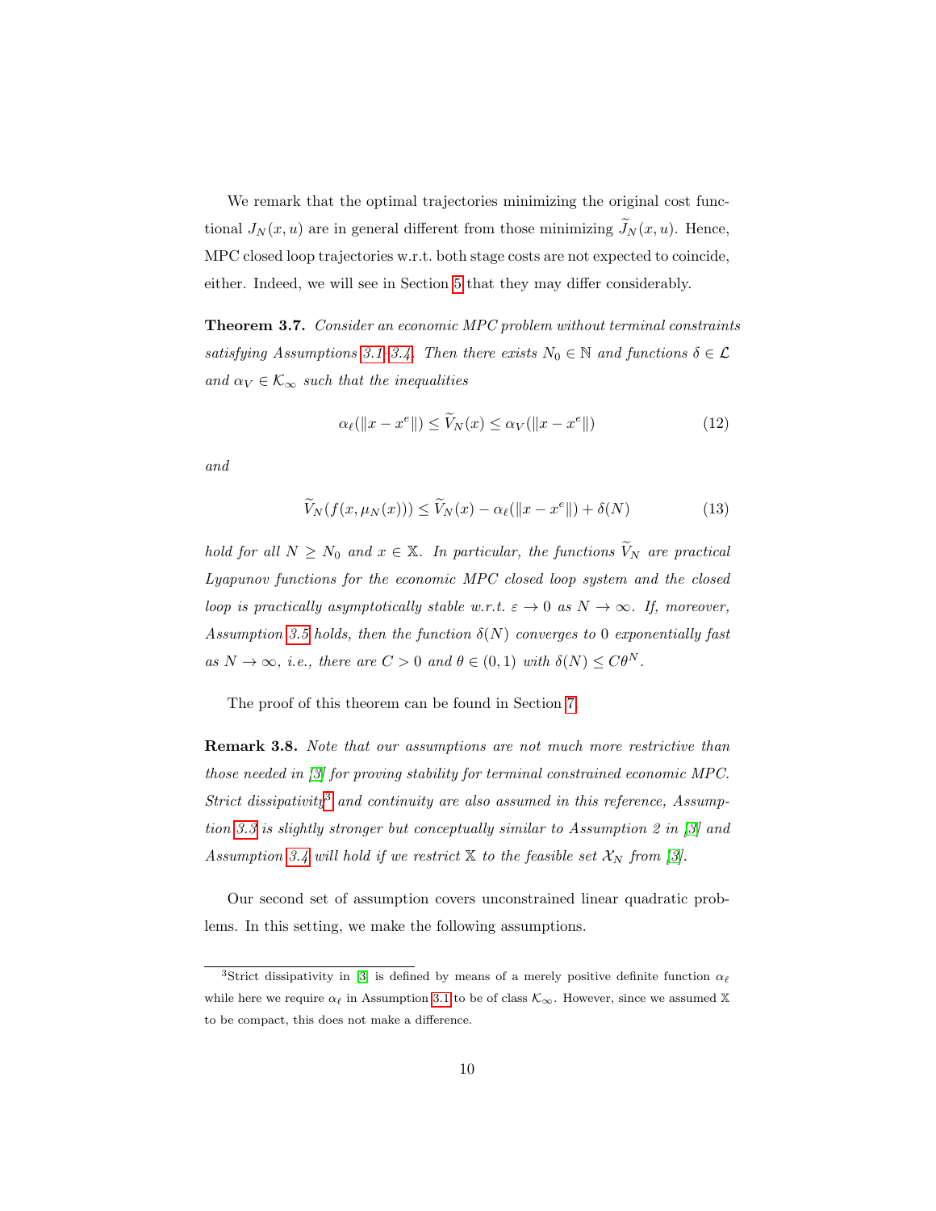We remark that the optimal trajectories minimizing the original cost functional $J_N(x, u)$ are in general different from those minimizing $\widetilde{J}_N(x, u)$. Hence, MPC closed loop trajectories w.r.t. both stage costs are not expected to coincide, either. Indeed, we will see in Section 5 that they may differ considerably.

**Theorem 3.7.** *Consider an economic MPC problem without terminal constraints satisfying Assumptions 3.1–3.4. Then there exists $N_0 \in \mathbb{N}$ and functions $\delta \in \mathcal{L}$ and $\alpha_V \in \mathcal{K}_\infty$ such that the inequalities*

$$\alpha_\ell(\|x - x^e\|) \le \widetilde{V}_N(x) \le \alpha_V(\|x - x^e\|) \tag{12}$$

*and*

$$\widetilde{V}_N(f(x, \mu_N(x))) \le \widetilde{V}_N(x) - \alpha_\ell(\|x - x^e\|) + \delta(N) \tag{13}$$

*hold for all $N \ge N_0$ and $x \in \mathbb{X}$. In particular, the functions $\widetilde{V}_N$ are practical Lyapunov functions for the economic MPC closed loop system and the closed loop is practically asymptotically stable w.r.t. $\varepsilon \to 0$ as $N \to \infty$. If, moreover, Assumption 3.5 holds, then the function $\delta(N)$ converges to 0 exponentially fast as $N \to \infty$, i.e., there are $C > 0$ and $\theta \in (0, 1)$ with $\delta(N) \le C\theta^N$.*

The proof of this theorem can be found in Section 7.

**Remark 3.8.** *Note that our assumptions are not much more restrictive than those needed in [3] for proving stability for terminal constrained economic MPC. Strict dissipativity*[3] *and continuity are also assumed in this reference, Assumption 3.3 is slightly stronger but conceptually similar to Assumption 2 in [3] and Assumption 3.4 will hold if we restrict $\mathbb{X}$ to the feasible set $\mathcal{X}_N$ from [3].*

Our second set of assumption covers unconstrained linear quadratic problems. In this setting, we make the following assumptions.

[3]Strict dissipativity in [3] is defined by means of a merely positive definite function $\alpha_\ell$ while here we require $\alpha_\ell$ in Assumption 3.1 to be of class $\mathcal{K}_\infty$. However, since we assumed $\mathbb{X}$ to be compact, this does not make a difference.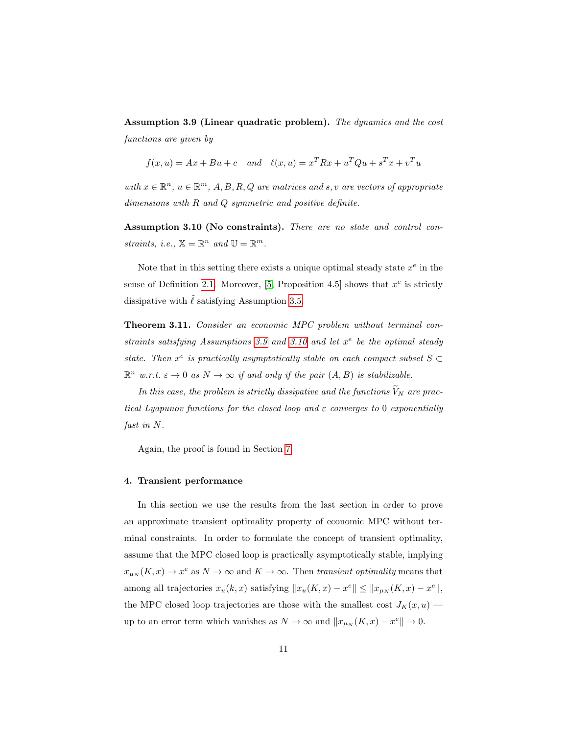**Assumption 3.9 (Linear quadratic problem).** *The dynamics and the cost functions are given by*

$$f(x,u) = Ax + Bu + c \quad \text{and} \quad \ell(x,u) = x^T Rx + u^T Qu + s^T x + v^T u$$

*with $x \in \mathbb{R}^n$, $u \in \mathbb{R}^m$, $A, B, R, Q$ are matrices and $s, v$ are vectors of appropriate dimensions with $R$ and $Q$ symmetric and positive definite.*

**Assumption 3.10 (No constraints).** *There are no state and control constraints, i.e., $\mathbb{X} = \mathbb{R}^n$ and $\mathbb{U} = \mathbb{R}^m$.*

Note that in this setting there exists a unique optimal steady state $x^e$ in the sense of Definition 2.1. Moreover, [5, Proposition 4.5] shows that $x^e$ is strictly dissipative with $\tilde{\ell}$ satisfying Assumption 3.5.

**Theorem 3.11.** *Consider an economic MPC problem without terminal constraints satisfying Assumptions 3.9 and 3.10 and let $x^e$ be the optimal steady state. Then $x^e$ is practically asymptotically stable on each compact subset $S \subset \mathbb{R}^n$ w.r.t. $\varepsilon \to 0$ as $N \to \infty$ if and only if the pair $(A, B)$ is stabilizable.*

*In this case, the problem is strictly dissipative and the functions $\widetilde{V}_N$ are practical Lyapunov functions for the closed loop and $\varepsilon$ converges to $0$ exponentially fast in $N$.*

Again, the proof is found in Section 7.

## 4. Transient performance

In this section we use the results from the last section in order to prove an approximate transient optimality property of economic MPC without terminal constraints. In order to formulate the concept of transient optimality, assume that the MPC closed loop is practically asymptotically stable, implying $x_{\mu_N}(K, x) \to x^e$ as $N \to \infty$ and $K \to \infty$. Then *transient optimality* means that among all trajectories $x_u(k, x)$ satisfying $\|x_u(K, x) - x^e\| \le \|x_{\mu_N}(K, x) - x^e\|$, the MPC closed loop trajectories are those with the smallest cost $J_K(x, u)$ — up to an error term which vanishes as $N \to \infty$ and $\|x_{\mu_N}(K, x) - x^e\| \to 0$.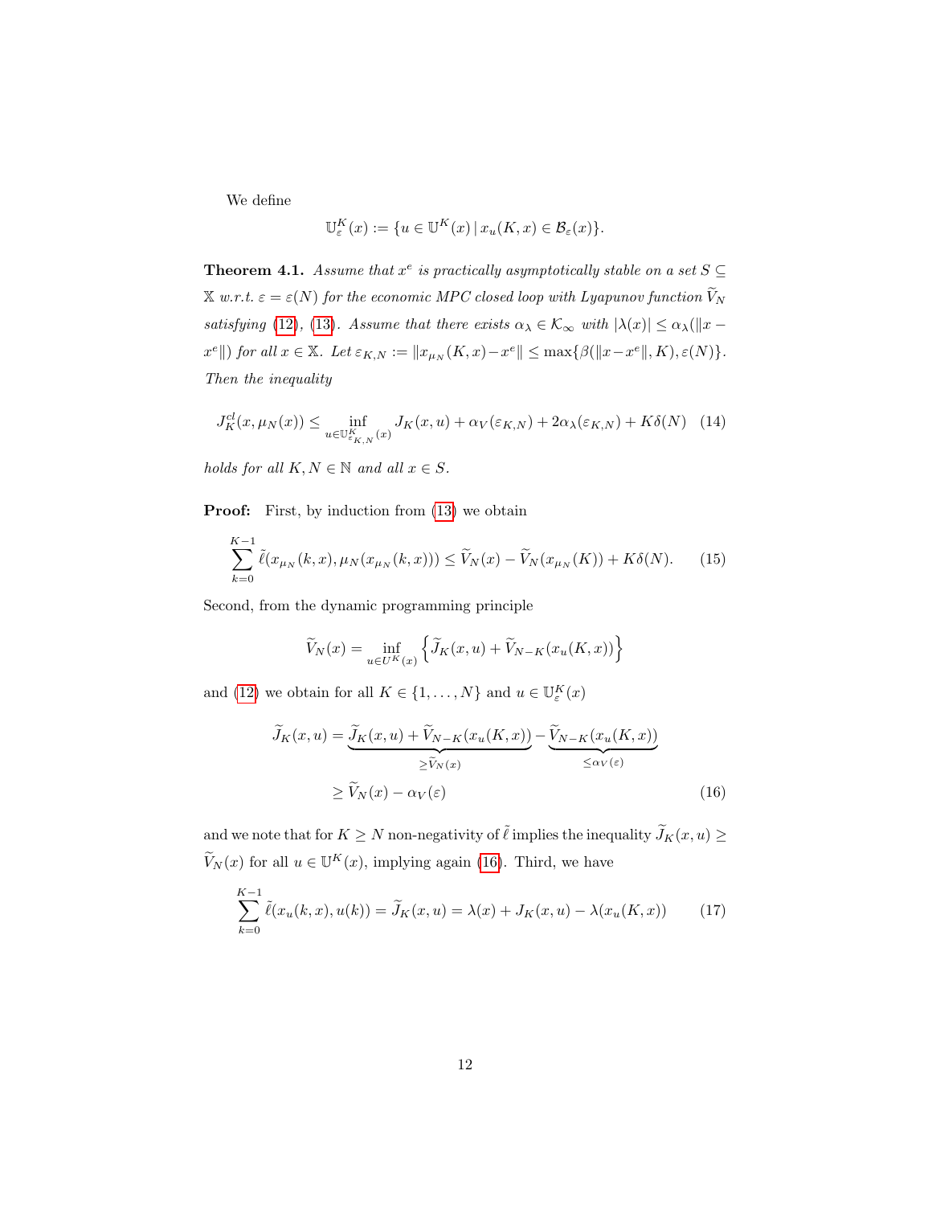We define

$$\mathbb{U}^K_\varepsilon(x) := \{u \in \mathbb{U}^K(x) \,|\, x_u(K,x) \in \mathcal{B}_\varepsilon(x)\}.$$

**Theorem 4.1.** *Assume that $x^e$ is practically asymptotically stable on a set $S \subseteq \mathbb{X}$ w.r.t. $\varepsilon = \varepsilon(N)$ for the economic MPC closed loop with Lyapunov function $\widetilde{V}_N$ satisfying (12), (13). Assume that there exists $\alpha_\lambda \in \mathcal{K}_\infty$ with $|\lambda(x)| \le \alpha_\lambda(\|x - x^e\|)$ for all $x \in \mathbb{X}$. Let $\varepsilon_{K,N} := \|x_{\mu_N}(K,x) - x^e\| \le \max\{\beta(\|x - x^e\|, K), \varepsilon(N)\}$. Then the inequality*

$$J^{cl}_K(x, \mu_N(x)) \le \inf_{u \in \mathbb{U}^K_{\varepsilon_{K,N}}(x)} J_K(x,u) + \alpha_V(\varepsilon_{K,N}) + 2\alpha_\lambda(\varepsilon_{K,N}) + K\delta(N) \quad (14)$$

*holds for all $K, N \in \mathbb{N}$ and all $x \in S$.*

**Proof:** First, by induction from (13) we obtain

$$\sum_{k=0}^{K-1} \tilde{\ell}(x_{\mu_N}(k,x), \mu_N(x_{\mu_N}(k,x))) \le \widetilde{V}_N(x) - \widetilde{V}_N(x_{\mu_N}(K)) + K\delta(N). \quad (15)$$

Second, from the dynamic programming principle

$$\widetilde{V}_N(x) = \inf_{u \in U^K(x)} \left\{ \widetilde{J}_K(x,u) + \widetilde{V}_{N-K}(x_u(K,x)) \right\}$$

and (12) we obtain for all $K \in \{1, \ldots, N\}$ and $u \in \mathbb{U}^K_\varepsilon(x)$

$$\begin{aligned}
\widetilde{J}_K(x,u) &= \underbrace{\widetilde{J}_K(x,u) + \widetilde{V}_{N-K}(x_u(K,x))}_{\ge \widetilde{V}_N(x)} - \underbrace{\widetilde{V}_{N-K}(x_u(K,x))}_{\le \alpha_V(\varepsilon)} \\
&\ge \widetilde{V}_N(x) - \alpha_V(\varepsilon)
\end{aligned} \quad (16)$$

and we note that for $K \ge N$ non-negativity of $\tilde{\ell}$ implies the inequality $\widetilde{J}_K(x,u) \ge \widetilde{V}_N(x)$ for all $u \in \mathbb{U}^K(x)$, implying again (16). Third, we have

$$\sum_{k=0}^{K-1} \tilde{\ell}(x_u(k,x), u(k)) = \widetilde{J}_K(x,u) = \lambda(x) + J_K(x,u) - \lambda(x_u(K,x)) \quad (17)$$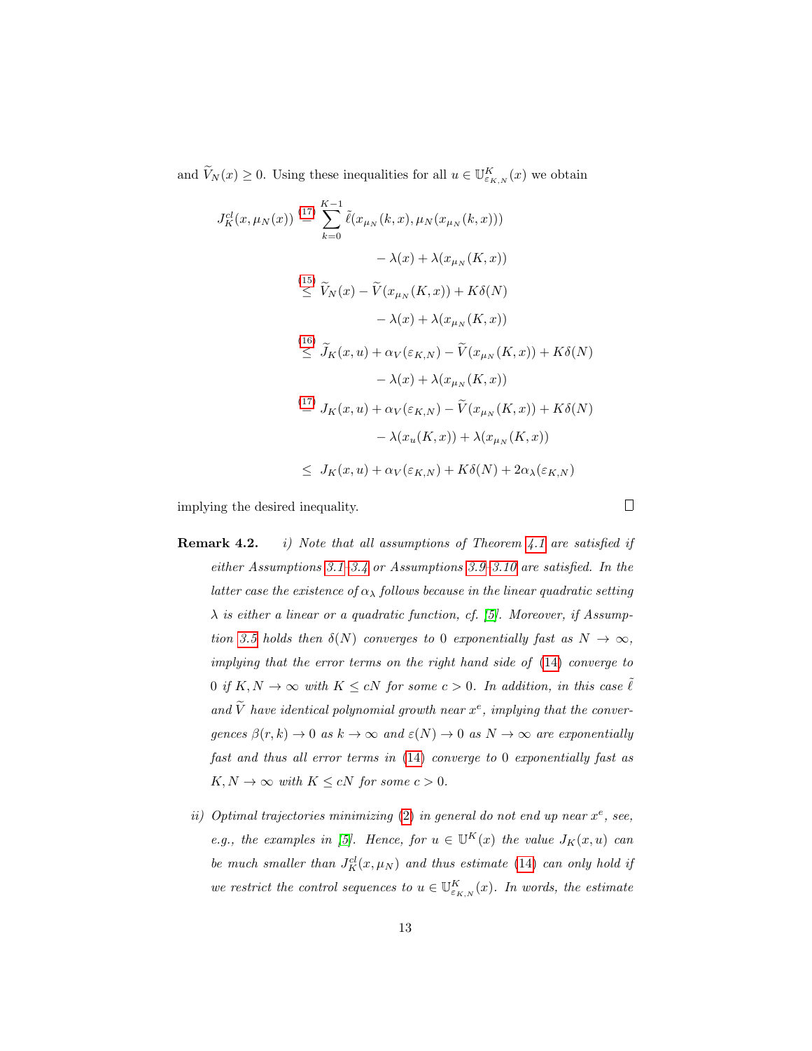and $\widetilde{V}_N(x) \geq 0$. Using these inequalities for all $u \in \mathbb{U}^K_{\varepsilon_{K,N}}(x)$ we obtain

$$
\begin{aligned}
J^{cl}_K(x, \mu_N(x)) &\overset{(17)}{=} \sum_{k=0}^{K-1} \tilde{\ell}(x_{\mu_N}(k,x), \mu_N(x_{\mu_N}(k,x))) \\
&\qquad - \lambda(x) + \lambda(x_{\mu_N}(K,x)) \\
&\overset{(15)}{\leq} \widetilde{V}_N(x) - \widetilde{V}(x_{\mu_N}(K,x)) + K\delta(N) \\
&\qquad - \lambda(x) + \lambda(x_{\mu_N}(K,x)) \\
&\overset{(16)}{\leq} \widetilde{J}_K(x,u) + \alpha_V(\varepsilon_{K,N}) - \widetilde{V}(x_{\mu_N}(K,x)) + K\delta(N) \\
&\qquad - \lambda(x) + \lambda(x_{\mu_N}(K,x)) \\
&\overset{(17)}{=} J_K(x,u) + \alpha_V(\varepsilon_{K,N}) - \widetilde{V}(x_{\mu_N}(K,x)) + K\delta(N) \\
&\qquad - \lambda(x_u(K,x)) + \lambda(x_{\mu_N}(K,x)) \\
&\leq J_K(x,u) + \alpha_V(\varepsilon_{K,N}) + K\delta(N) + 2\alpha_\lambda(\varepsilon_{K,N})
\end{aligned}
$$

implying the desired inequality. □

**Remark 4.2.** *i) Note that all assumptions of Theorem 4.1 are satisfied if either Assumptions 3.1–3.4 or Assumptions 3.9–3.10 are satisfied. In the latter case the existence of $\alpha_\lambda$ follows because in the linear quadratic setting $\lambda$ is either a linear or a quadratic function, cf. [5]. Moreover, if Assumption 3.5 holds then $\delta(N)$ converges to 0 exponentially fast as $N \to \infty$, implying that the error terms on the right hand side of (14) converge to 0 if $K, N \to \infty$ with $K \leq cN$ for some $c > 0$. In addition, in this case $\tilde{\ell}$ and $\widetilde{V}$ have identical polynomial growth near $x^e$, implying that the convergences $\beta(r,k) \to 0$ as $k \to \infty$ and $\varepsilon(N) \to 0$ as $N \to \infty$ are exponentially fast and thus all error terms in (14) converge to 0 exponentially fast as $K, N \to \infty$ with $K \leq cN$ for some $c > 0$.*

*ii) Optimal trajectories minimizing (2) in general do not end up near $x^e$, see, e.g., the examples in [5]. Hence, for $u \in \mathbb{U}^K(x)$ the value $J_K(x,u)$ can be much smaller than $J^{cl}_K(x, \mu_N)$ and thus estimate (14) can only hold if we restrict the control sequences to $u \in \mathbb{U}^K_{\varepsilon_{K,N}}(x)$. In words, the estimate*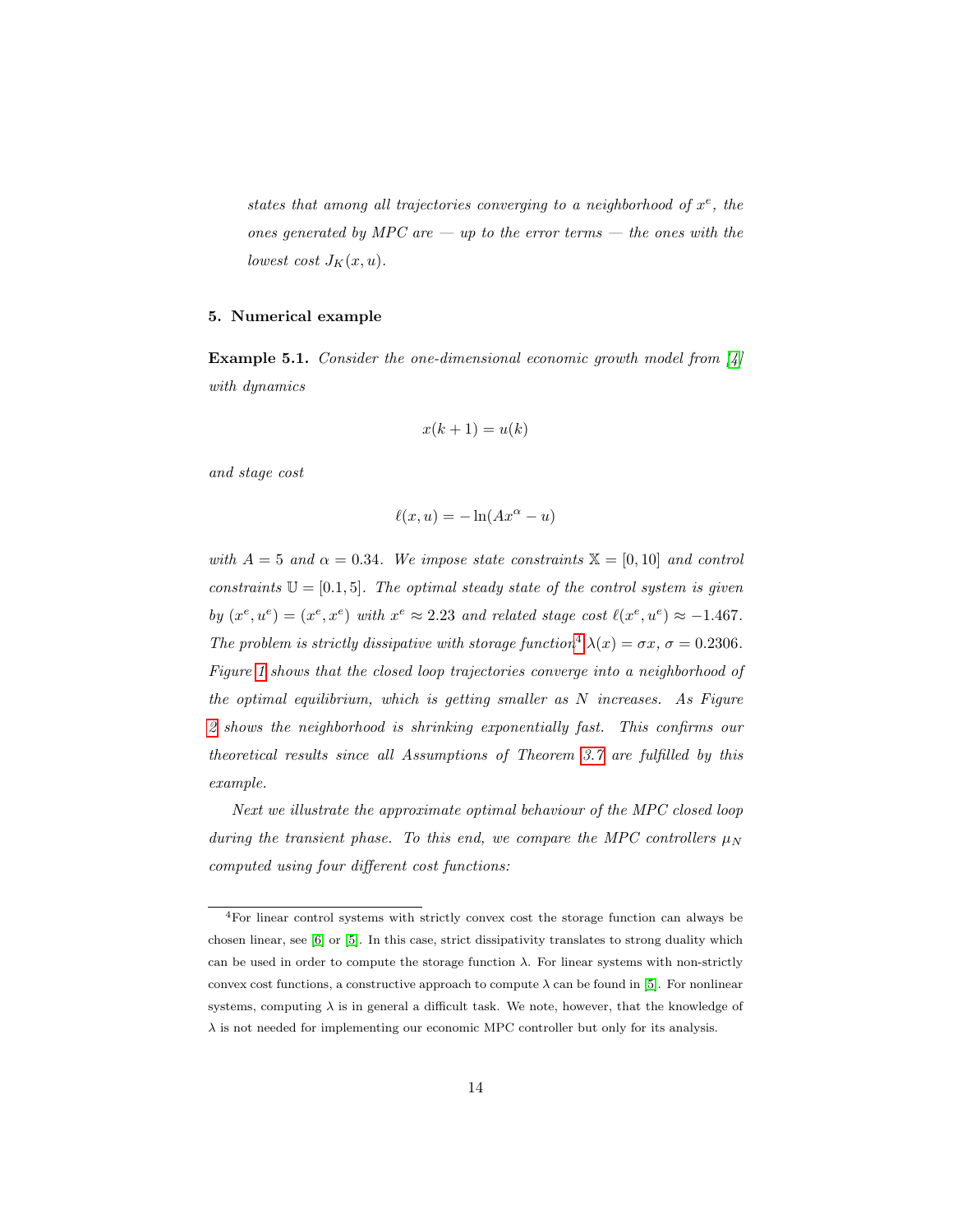*states that among all trajectories converging to a neighborhood of $x^e$, the ones generated by MPC are — up to the error terms — the ones with the lowest cost $J_K(x,u)$.*

## 5. Numerical example

**Example 5.1.** *Consider the one-dimensional economic growth model from [4] with dynamics*

$$x(k+1) = u(k)$$

*and stage cost*

$$\ell(x,u) = -\ln(Ax^\alpha - u)$$

*with $A = 5$ and $\alpha = 0.34$. We impose state constraints $\mathbb{X} = [0,10]$ and control constraints $\mathbb{U} = [0.1, 5]$. The optimal steady state of the control system is given by $(x^e, u^e) = (x^e, x^e)$ with $x^e \approx 2.23$ and related stage cost $\ell(x^e, u^e) \approx -1.467$. The problem is strictly dissipative with storage function[4] $\lambda(x) = \sigma x$, $\sigma = 0.2306$. Figure 1 shows that the closed loop trajectories converge into a neighborhood of the optimal equilibrium, which is getting smaller as $N$ increases. As Figure 2 shows the neighborhood is shrinking exponentially fast. This confirms our theoretical results since all Assumptions of Theorem 3.7 are fulfilled by this example.*

*Next we illustrate the approximate optimal behaviour of the MPC closed loop during the transient phase. To this end, we compare the MPC controllers $\mu_N$ computed using four different cost functions:*

---

[4] For linear control systems with strictly convex cost the storage function can always be chosen linear, see [6] or [5]. In this case, strict dissipativity translates to strong duality which can be used in order to compute the storage function $\lambda$. For linear systems with non-strictly convex cost functions, a constructive approach to compute $\lambda$ can be found in [5]. For nonlinear systems, computing $\lambda$ is in general a difficult task. We note, however, that the knowledge of $\lambda$ is not needed for implementing our economic MPC controller but only for its analysis.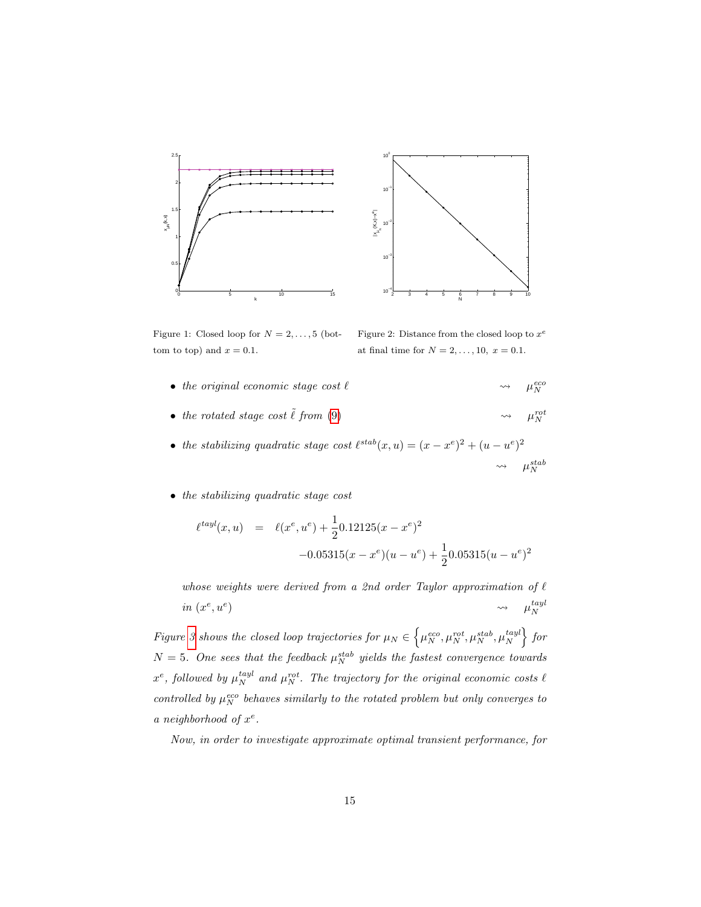Figure 1: Closed loop for $N = 2, \ldots, 5$ (bottom to top) and $x = 0.1$.

Figure 2: Distance from the closed loop to $x^e$ at final time for $N = 2, \ldots, 10$, $x = 0.1$.

- *the original economic stage cost* $\ell$ $\rightsquigarrow \mu_N^{eco}$
- *the rotated stage cost* $\tilde{\ell}$ *from* (9) $\rightsquigarrow \mu_N^{rot}$
- *the stabilizing quadratic stage cost* $\ell^{stab}(x, u) = (x - x^e)^2 + (u - u^e)^2$ $\rightsquigarrow \mu_N^{stab}$
- *the stabilizing quadratic stage cost*

$$
\begin{aligned}
\ell^{tayl}(x, u) &= \ell(x^e, u^e) + \frac{1}{2}0.12125(x - x^e)^2 \\
&\quad -0.05315(x - x^e)(u - u^e) + \frac{1}{2}0.05315(u - u^e)^2
\end{aligned}
$$

*whose weights were derived from a 2nd order Taylor approximation of* $\ell$ *in* $(x^e, u^e)$ $\rightsquigarrow \mu_N^{tayl}$

*Figure 3 shows the closed loop trajectories for* $\mu_N \in \left\{\mu_N^{eco}, \mu_N^{rot}, \mu_N^{stab}, \mu_N^{tayl}\right\}$ *for* $N = 5$*. One sees that the feedback* $\mu_N^{stab}$ *yields the fastest convergence towards* $x^e$*, followed by* $\mu_N^{tayl}$ *and* $\mu_N^{rot}$*. The trajectory for the original economic costs* $\ell$ *controlled by* $\mu_N^{eco}$ *behaves similarly to the rotated problem but only converges to a neighborhood of* $x^e$*.*

*Now, in order to investigate approximate optimal transient performance, for*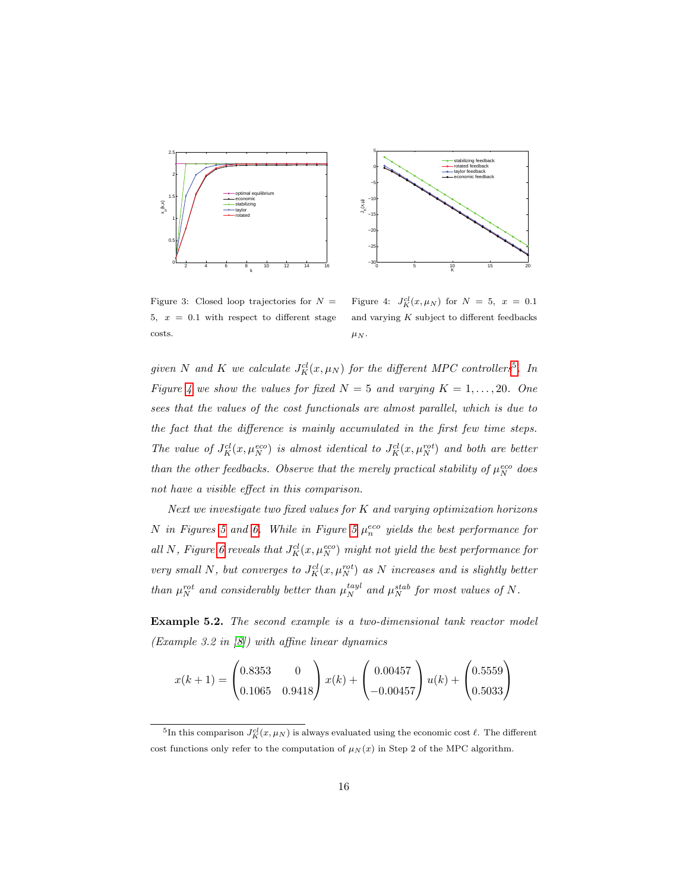Figure 3: Closed loop trajectories for $N = 5,\ x = 0.1$ with respect to different stage costs.

Figure 4: $J_K^{cl}(x, \mu_N)$ for $N = 5,\ x = 0.1$ and varying $K$ subject to different feedbacks $\mu_N$.

*given N and K we calculate $J_K^{cl}(x, \mu_N)$ for the different MPC controllers*[5]*. In Figure 4 we show the values for fixed $N = 5$ and varying $K = 1, \ldots, 20$. One sees that the values of the cost functionals are almost parallel, which is due to the fact that the difference is mainly accumulated in the first few time steps. The value of $J_K^{cl}(x, \mu_N^{eco})$ is almost identical to $J_K^{cl}(x, \mu_N^{rot})$ and both are better than the other feedbacks. Observe that the merely practical stability of $\mu_N^{eco}$ does not have a visible effect in this comparison.*

*Next we investigate two fixed values for K and varying optimization horizons N in Figures 5 and 6. While in Figure 5 $\mu_n^{eco}$ yields the best performance for all N, Figure 6 reveals that $J_K^{cl}(x, \mu_N^{eco})$ might not yield the best performance for very small N, but converges to $J_K^{cl}(x, \mu_N^{rot})$ as N increases and is slightly better than $\mu_N^{rot}$ and considerably better than $\mu_N^{tayl}$ and $\mu_N^{stab}$ for most values of N.*

**Example 5.2.** *The second example is a two-dimensional tank reactor model (Example 3.2 in [8]) with affine linear dynamics*

$$x(k+1) = \begin{pmatrix} 0.8353 & 0 \\ 0.1065 & 0.9418 \end{pmatrix} x(k) + \begin{pmatrix} 0.00457 \\ -0.00457 \end{pmatrix} u(k) + \begin{pmatrix} 0.5559 \\ 0.5033 \end{pmatrix}$$

[5] In this comparison $J_K^{cl}(x, \mu_N)$ is always evaluated using the economic cost $\ell$. The different cost functions only refer to the computation of $\mu_N(x)$ in Step 2 of the MPC algorithm.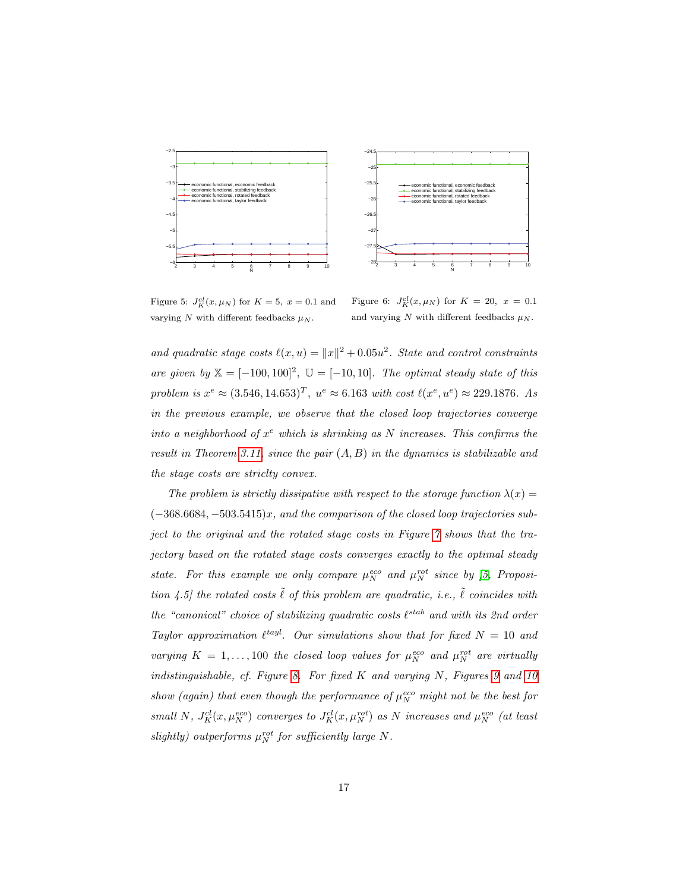Figure 5: $J_K^{cl}(x, \mu_N)$ for $K = 5$, $x = 0.1$ and varying $N$ with different feedbacks $\mu_N$.

Figure 6: $J_K^{cl}(x, \mu_N)$ for $K = 20$, $x = 0.1$ and varying $N$ with different feedbacks $\mu_N$.

*and quadratic stage costs $\ell(x, u) = \|x\|^2 + 0.05u^2$. State and control constraints are given by $\mathbb{X} = [-100, 100]^2$, $\mathbb{U} = [-10, 10]$. The optimal steady state of this problem is $x^e \approx (3.546, 14.653)^T$, $u^e \approx 6.163$ with cost $\ell(x^e, u^e) \approx 229.1876$. As in the previous example, we observe that the closed loop trajectories converge into a neighborhood of $x^e$ which is shrinking as $N$ increases. This confirms the result in Theorem 3.11, since the pair $(A, B)$ in the dynamics is stabilizable and the stage costs are striclty convex.*

*The problem is strictly dissipative with respect to the storage function $\lambda(x) = (-368.6684, -503.5415)x$, and the comparison of the closed loop trajectories subject to the original and the rotated stage costs in Figure 7 shows that the trajectory based on the rotated stage costs converges exactly to the optimal steady state. For this example we only compare $\mu_N^{eco}$ and $\mu_N^{rot}$ since by [5, Proposition 4.5] the rotated costs $\tilde{\ell}$ of this problem are quadratic, i.e., $\tilde{\ell}$ coincides with the "canonical" choice of stabilizing quadratic costs $\ell^{stab}$ and with its 2nd order Taylor approximation $\ell^{tayl}$. Our simulations show that for fixed $N = 10$ and varying $K = 1, \ldots, 100$ the closed loop values for $\mu_N^{eco}$ and $\mu_N^{rot}$ are virtually indistinguishable, cf. Figure 8. For fixed $K$ and varying $N$, Figures 9 and 10 show (again) that even though the performance of $\mu_N^{eco}$ might not be the best for small $N$, $J_K^{cl}(x, \mu_N^{eco})$ converges to $J_K^{cl}(x, \mu_N^{rot})$ as $N$ increases and $\mu_N^{eco}$ (at least slightly) outperforms $\mu_N^{rot}$ for sufficiently large $N$.*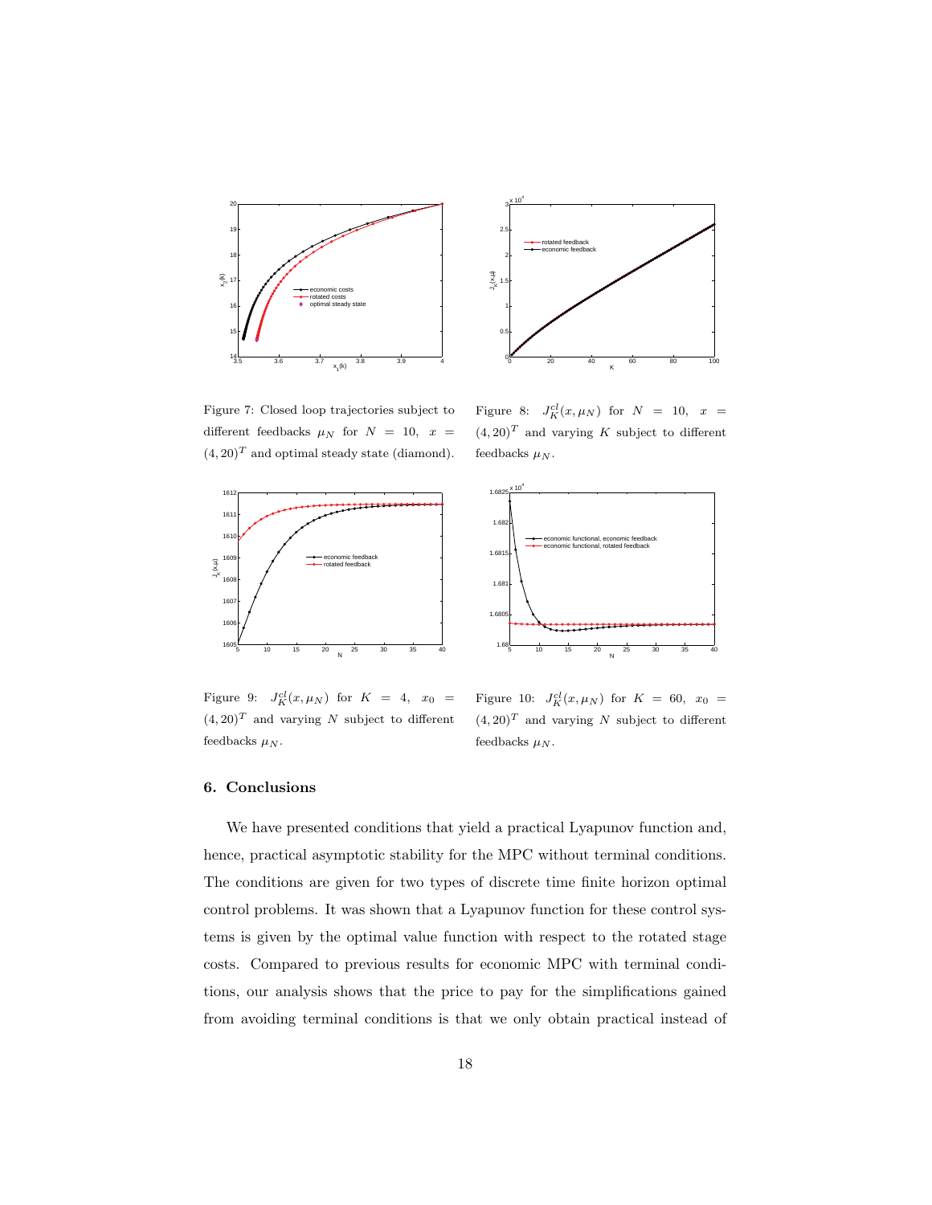Figure 7: Closed loop trajectories subject to different feedbacks $\mu_N$ for $N = 10$, $x = (4, 20)^T$ and optimal steady state (diamond).

Figure 8: $J_K^{cl}(x, \mu_N)$ for $N = 10$, $x = (4, 20)^T$ and varying $K$ subject to different feedbacks $\mu_N$.

Figure 9: $J_K^{cl}(x, \mu_N)$ for $K = 4$, $x_0 = (4, 20)^T$ and varying $N$ subject to different feedbacks $\mu_N$.

Figure 10: $J_K^{cl}(x, \mu_N)$ for $K = 60$, $x_0 = (4, 20)^T$ and varying $N$ subject to different feedbacks $\mu_N$.

## 6. Conclusions

We have presented conditions that yield a practical Lyapunov function and, hence, practical asymptotic stability for the MPC without terminal conditions. The conditions are given for two types of discrete time finite horizon optimal control problems. It was shown that a Lyapunov function for these control systems is given by the optimal value function with respect to the rotated stage costs. Compared to previous results for economic MPC with terminal conditions, our analysis shows that the price to pay for the simplifications gained from avoiding terminal conditions is that we only obtain practical instead of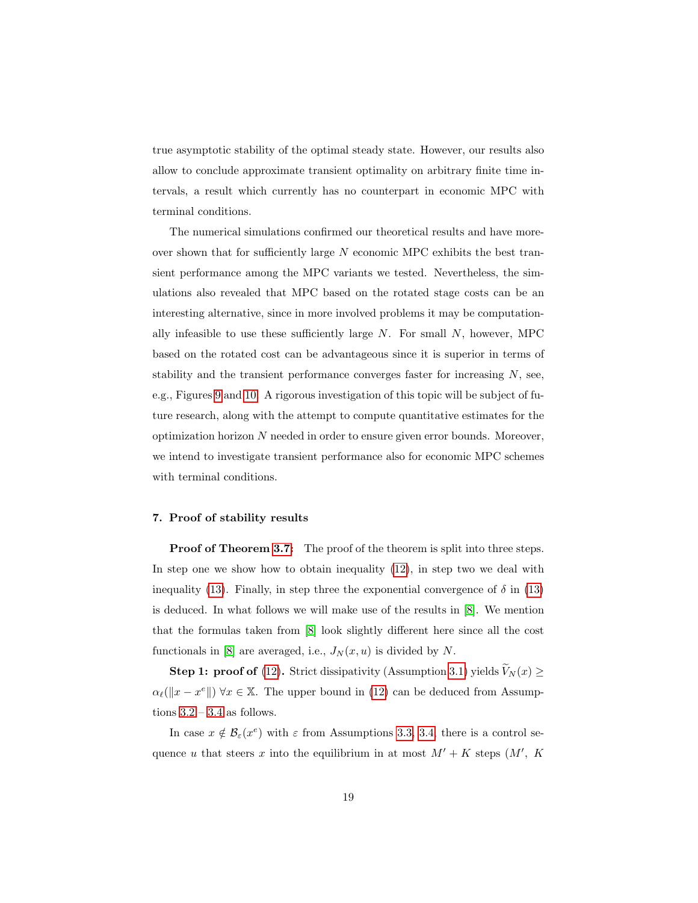true asymptotic stability of the optimal steady state. However, our results also allow to conclude approximate transient optimality on arbitrary finite time intervals, a result which currently has no counterpart in economic MPC with terminal conditions.

The numerical simulations confirmed our theoretical results and have moreover shown that for sufficiently large $N$ economic MPC exhibits the best transient performance among the MPC variants we tested. Nevertheless, the simulations also revealed that MPC based on the rotated stage costs can be an interesting alternative, since in more involved problems it may be computationally infeasible to use these sufficiently large $N$. For small $N$, however, MPC based on the rotated cost can be advantageous since it is superior in terms of stability and the transient performance converges faster for increasing $N$, see, e.g., Figures 9 and 10. A rigorous investigation of this topic will be subject of future research, along with the attempt to compute quantitative estimates for the optimization horizon $N$ needed in order to ensure given error bounds. Moreover, we intend to investigate transient performance also for economic MPC schemes with terminal conditions.

## 7. Proof of stability results

**Proof of Theorem 3.7:** The proof of the theorem is split into three steps. In step one we show how to obtain inequality (12), in step two we deal with inequality (13). Finally, in step three the exponential convergence of $\delta$ in (13) is deduced. In what follows we will make use of the results in [8]. We mention that the formulas taken from [8] look slightly different here since all the cost functionals in [8] are averaged, i.e., $J_N(x, u)$ is divided by $N$.

**Step 1: proof of (12).** Strict dissipativity (Assumption 3.1) yields $\widetilde{V}_N(x) \geq \alpha_\ell(\|x - x^e\|)\ \forall x \in \mathbb{X}$. The upper bound in (12) can be deduced from Assumptions 3.2 – 3.4 as follows.

In case $x \notin \mathcal{B}_\varepsilon(x^e)$ with $\varepsilon$ from Assumptions 3.3, 3.4, there is a control sequence $u$ that steers $x$ into the equilibrium in at most $M' + K$ steps ($M'$, $K$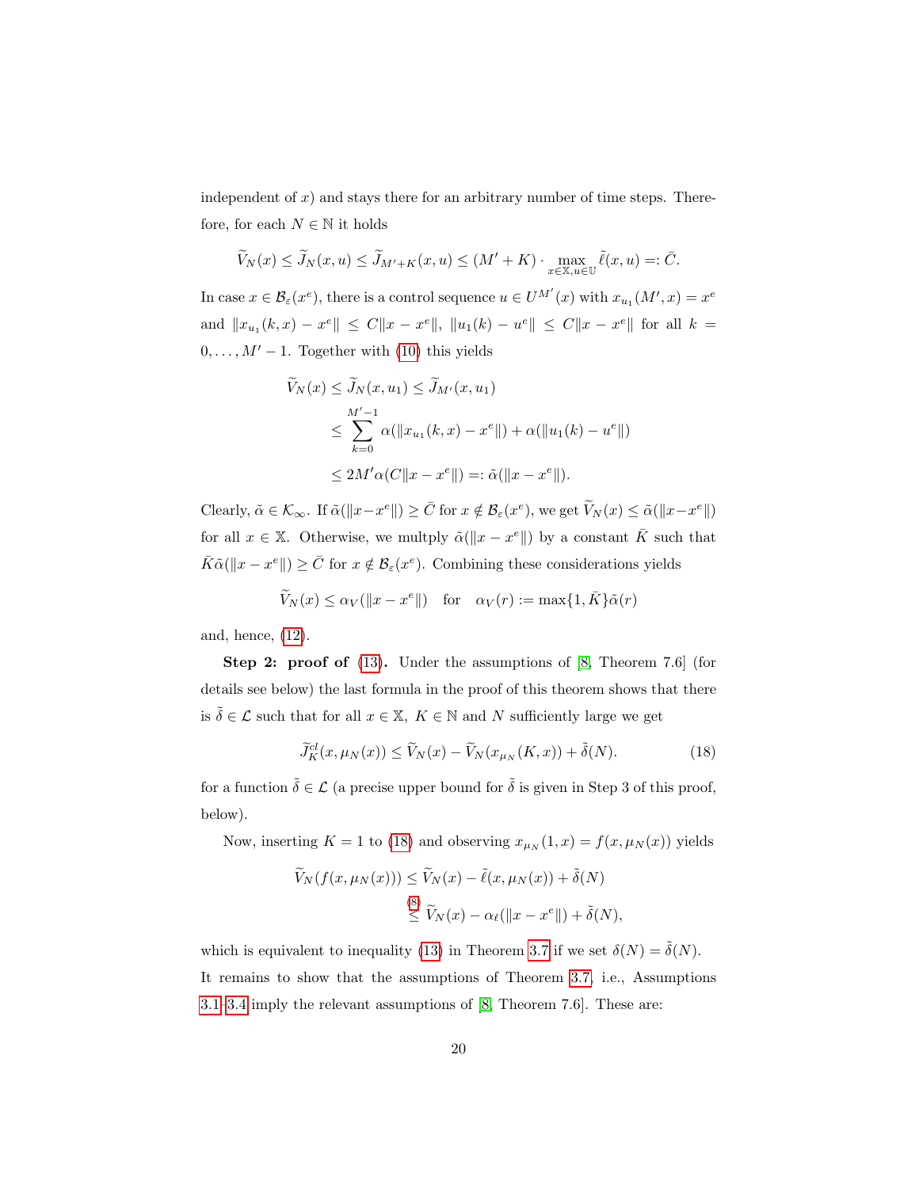independent of $x$) and stays there for an arbitrary number of time steps. Therefore, for each $N \in \mathbb{N}$ it holds

$$\widetilde{V}_N(x) \leq \widetilde{J}_N(x,u) \leq \widetilde{J}_{M'+K}(x,u) \leq (M'+K) \cdot \max_{x \in \mathbb{X}, u \in \mathbb{U}} \tilde{\ell}(x,u) =: \bar{C}.$$

In case $x \in \mathcal{B}_\varepsilon(x^e)$, there is a control sequence $u \in U^{M'}(x)$ with $x_{u_1}(M',x) = x^e$ and $\|x_{u_1}(k,x) - x^e\| \leq C\|x - x^e\|$, $\|u_1(k) - u^e\| \leq C\|x - x^e\|$ for all $k = 0, \dots, M'-1$. Together with (10) this yields

$$\begin{aligned}
\widetilde{V}_N(x) &\leq \widetilde{J}_N(x,u_1) \leq \widetilde{J}_{M'}(x,u_1) \\
&\leq \sum_{k=0}^{M'-1} \alpha(\|x_{u_1}(k,x) - x^e\|) + \alpha(\|u_1(k) - u^e\|) \\
&\leq 2M'\alpha(C\|x - x^e\|) =: \tilde{\alpha}(\|x - x^e\|).
\end{aligned}$$

Clearly, $\tilde{\alpha} \in \mathcal{K}_\infty$. If $\tilde{\alpha}(\|x - x^e\|) \geq \bar{C}$ for $x \notin \mathcal{B}_\varepsilon(x^e)$, we get $\widetilde{V}_N(x) \leq \tilde{\alpha}(\|x - x^e\|)$ for all $x \in \mathbb{X}$. Otherwise, we multply $\tilde{\alpha}(\|x - x^e\|)$ by a constant $\bar{K}$ such that $\bar{K}\tilde{\alpha}(\|x - x^e\|) \geq \bar{C}$ for $x \notin \mathcal{B}_\varepsilon(x^e)$. Combining these considerations yields

$$\widetilde{V}_N(x) \leq \alpha_V(\|x - x^e\|) \quad \text{for} \quad \alpha_V(r) := \max\{1, \bar{K}\}\tilde{\alpha}(r)$$

and, hence, (12).

**Step 2: proof of (13).** Under the assumptions of [8, Theorem 7.6] (for details see below) the last formula in the proof of this theorem shows that there is $\tilde{\delta} \in \mathcal{L}$ such that for all $x \in \mathbb{X}$, $K \in \mathbb{N}$ and $N$ sufficiently large we get

$$\widetilde{J}_K^{cl}(x, \mu_N(x)) \leq \widetilde{V}_N(x) - \widetilde{V}_N(x_{\mu_N}(K,x)) + \tilde{\delta}(N). \tag{18}$$

for a function $\tilde{\delta} \in \mathcal{L}$ (a precise upper bound for $\tilde{\delta}$ is given in Step 3 of this proof, below).

Now, inserting $K = 1$ to (18) and observing $x_{\mu_N}(1,x) = f(x, \mu_N(x))$ yields

$$\begin{aligned}
\widetilde{V}_N(f(x, \mu_N(x))) &\leq \widetilde{V}_N(x) - \tilde{\ell}(x, \mu_N(x)) + \tilde{\delta}(N) \\
&\overset{(8)}{\leq} \widetilde{V}_N(x) - \alpha_\ell(\|x - x^e\|) + \tilde{\delta}(N),
\end{aligned}$$

which is equivalent to inequality (13) in Theorem 3.7 if we set $\delta(N) = \tilde{\delta}(N)$. It remains to show that the assumptions of Theorem 3.7, i.e., Assumptions 3.1–3.4 imply the relevant assumptions of [8, Theorem 7.6]. These are: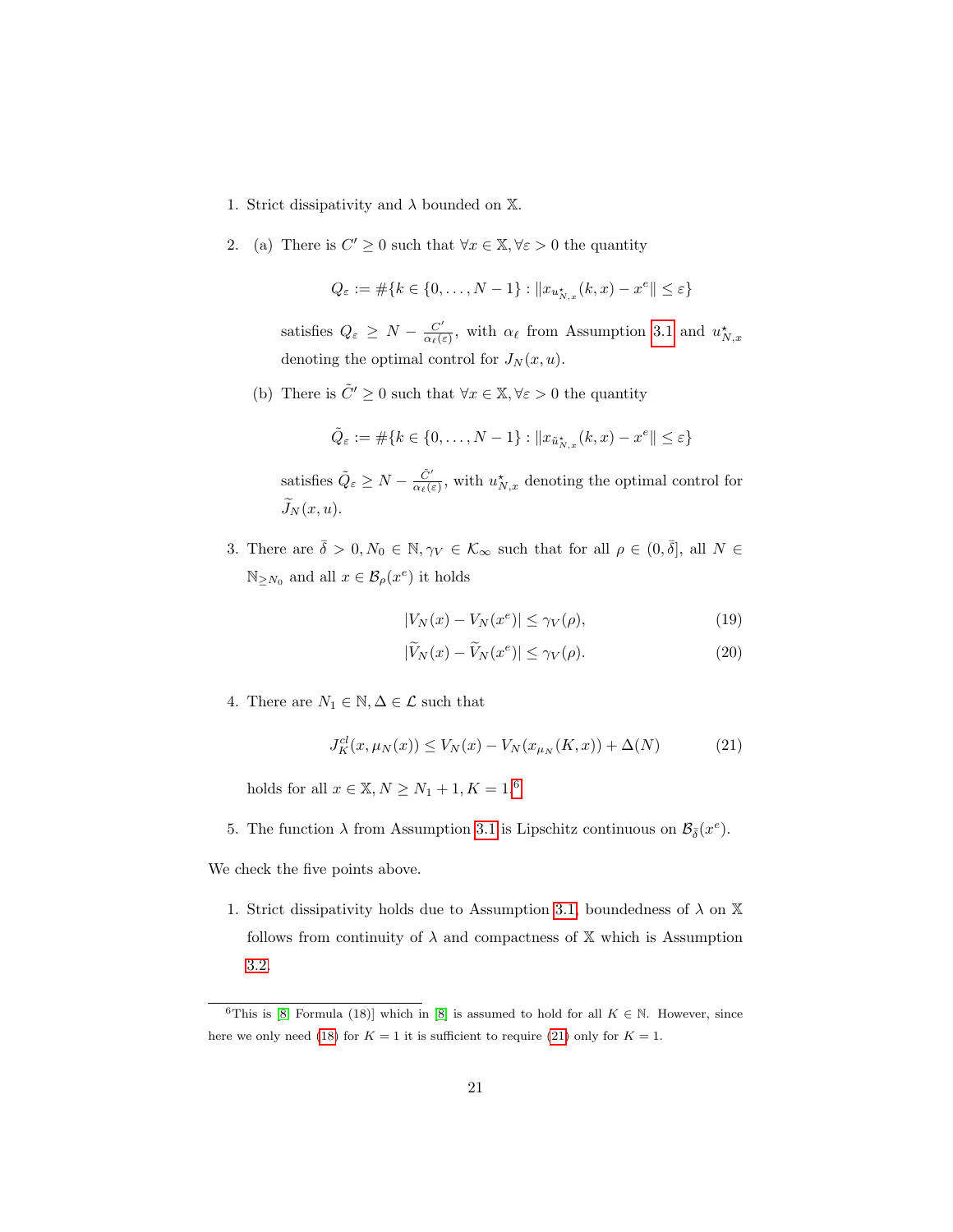1. Strict dissipativity and $\lambda$ bounded on $\mathbb{X}$.

2. (a) There is $C' \geq 0$ such that $\forall x \in \mathbb{X}, \forall \varepsilon > 0$ the quantity

$$Q_\varepsilon := \#\{k \in \{0, \dots, N-1\} : \|x_{u^\star_{N,x}}(k,x) - x^e\| \leq \varepsilon\}$$

satisfies $Q_\varepsilon \geq N - \frac{C'}{\alpha_\ell(\varepsilon)}$, with $\alpha_\ell$ from Assumption 3.1 and $u^\star_{N,x}$ denoting the optimal control for $J_N(x,u)$.

   (b) There is $\tilde{C}' \geq 0$ such that $\forall x \in \mathbb{X}, \forall \varepsilon > 0$ the quantity

$$\tilde{Q}_\varepsilon := \#\{k \in \{0, \dots, N-1\} : \|x_{\tilde{u}^\star_{N,x}}(k,x) - x^e\| \leq \varepsilon\}$$

satisfies $\tilde{Q}_\varepsilon \geq N - \frac{\tilde{C}'}{\alpha_\ell(\varepsilon)}$, with $u^\star_{N,x}$ denoting the optimal control for $\widetilde{J}_N(x,u)$.

3. There are $\bar{\delta} > 0, N_0 \in \mathbb{N}, \gamma_V \in \mathcal{K}_\infty$ such that for all $\rho \in (0, \bar{\delta}]$, all $N \in \mathbb{N}_{\geq N_0}$ and all $x \in \mathcal{B}_\rho(x^e)$ it holds

$$|V_N(x) - V_N(x^e)| \leq \gamma_V(\rho), \tag{19}$$

$$|\widetilde{V}_N(x) - \widetilde{V}_N(x^e)| \leq \gamma_V(\rho). \tag{20}$$

4. There are $N_1 \in \mathbb{N}, \Delta \in \mathcal{L}$ such that

$$J^{cl}_K(x, \mu_N(x)) \leq V_N(x) - V_N(x_{\mu_N}(K,x)) + \Delta(N) \tag{21}$$

holds for all $x \in \mathbb{X}, N \geq N_1 + 1, K = 1$.[6]

5. The function $\lambda$ from Assumption 3.1 is Lipschitz continuous on $\mathcal{B}_{\bar{\delta}}(x^e)$.

We check the five points above.

1. Strict dissipativity holds due to Assumption 3.1, boundedness of $\lambda$ on $\mathbb{X}$ follows from continuity of $\lambda$ and compactness of $\mathbb{X}$ which is Assumption 3.2.

[6] This is [8, Formula (18)] which in [8] is assumed to hold for all $K \in \mathbb{N}$. However, since here we only need (18) for $K = 1$ it is sufficient to require (21) only for $K = 1$.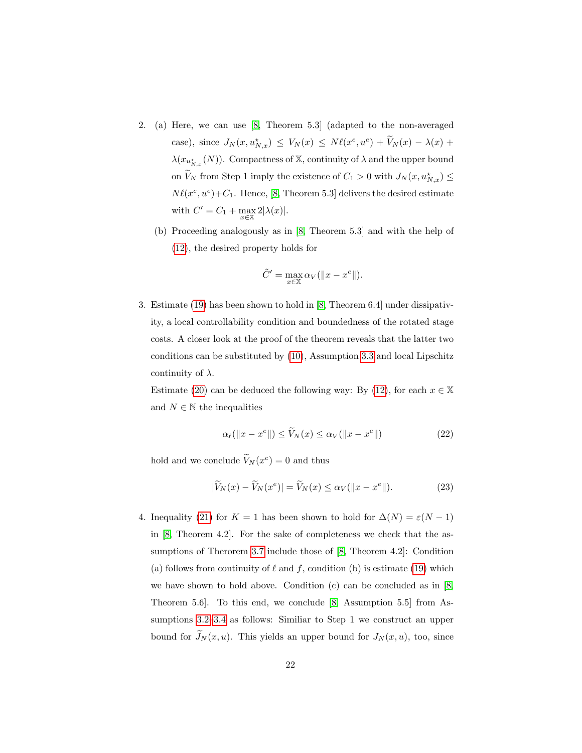2. (a) Here, we can use [8, Theorem 5.3] (adapted to the non-averaged case), since $J_N(x, u^\star_{N,x}) \le V_N(x) \le N\ell(x^e, u^e) + \widetilde{V}_N(x) - \lambda(x) + \lambda(x_{u^\star_{N,x}}(N))$. Compactness of $\mathbb{X}$, continuity of $\lambda$ and the upper bound on $\widetilde{V}_N$ from Step 1 imply the existence of $C_1 > 0$ with $J_N(x, u^\star_{N,x}) \le N\ell(x^e, u^e) + C_1$. Hence, [8, Theorem 5.3] delivers the desired estimate with $C' = C_1 + \max_{x\in\mathbb{X}} 2|\lambda(x)|$.

   (b) Proceeding analogously as in [8, Theorem 5.3] and with the help of (12), the desired property holds for

$$\tilde{C}' = \max_{x\in\mathbb{X}} \alpha_V(\|x - x^e\|).$$

3. Estimate (19) has been shown to hold in [8, Theorem 6.4] under dissipativity, a local controllability condition and boundedness of the rotated stage costs. A closer look at the proof of the theorem reveals that the latter two conditions can be substituted by (10), Assumption 3.3 and local Lipschitz continuity of $\lambda$.

   Estimate (20) can be deduced the following way: By (12), for each $x \in \mathbb{X}$ and $N \in \mathbb{N}$ the inequalities

$$\alpha_\ell(\|x - x^e\|) \le \widetilde{V}_N(x) \le \alpha_V(\|x - x^e\|) \tag{22}$$

   hold and we conclude $\widetilde{V}_N(x^e) = 0$ and thus

$$|\widetilde{V}_N(x) - \widetilde{V}_N(x^e)| = \widetilde{V}_N(x) \le \alpha_V(\|x - x^e\|). \tag{23}$$

4. Inequality (21) for $K = 1$ has been shown to hold for $\Delta(N) = \varepsilon(N-1)$ in [8, Theorem 4.2]. For the sake of completeness we check that the assumptions of Therorem 3.7 include those of [8, Theorem 4.2]: Condition (a) follows from continuity of $\ell$ and $f$, condition (b) is estimate (19) which we have shown to hold above. Condition (c) can be concluded as in [8, Theorem 5.6]. To this end, we conclude [8, Assumption 5.5] from Assumptions 3.2–3.4 as follows: Similiar to Step 1 we construct an upper bound for $\widetilde{J}_N(x, u)$. This yields an upper bound for $J_N(x, u)$, too, since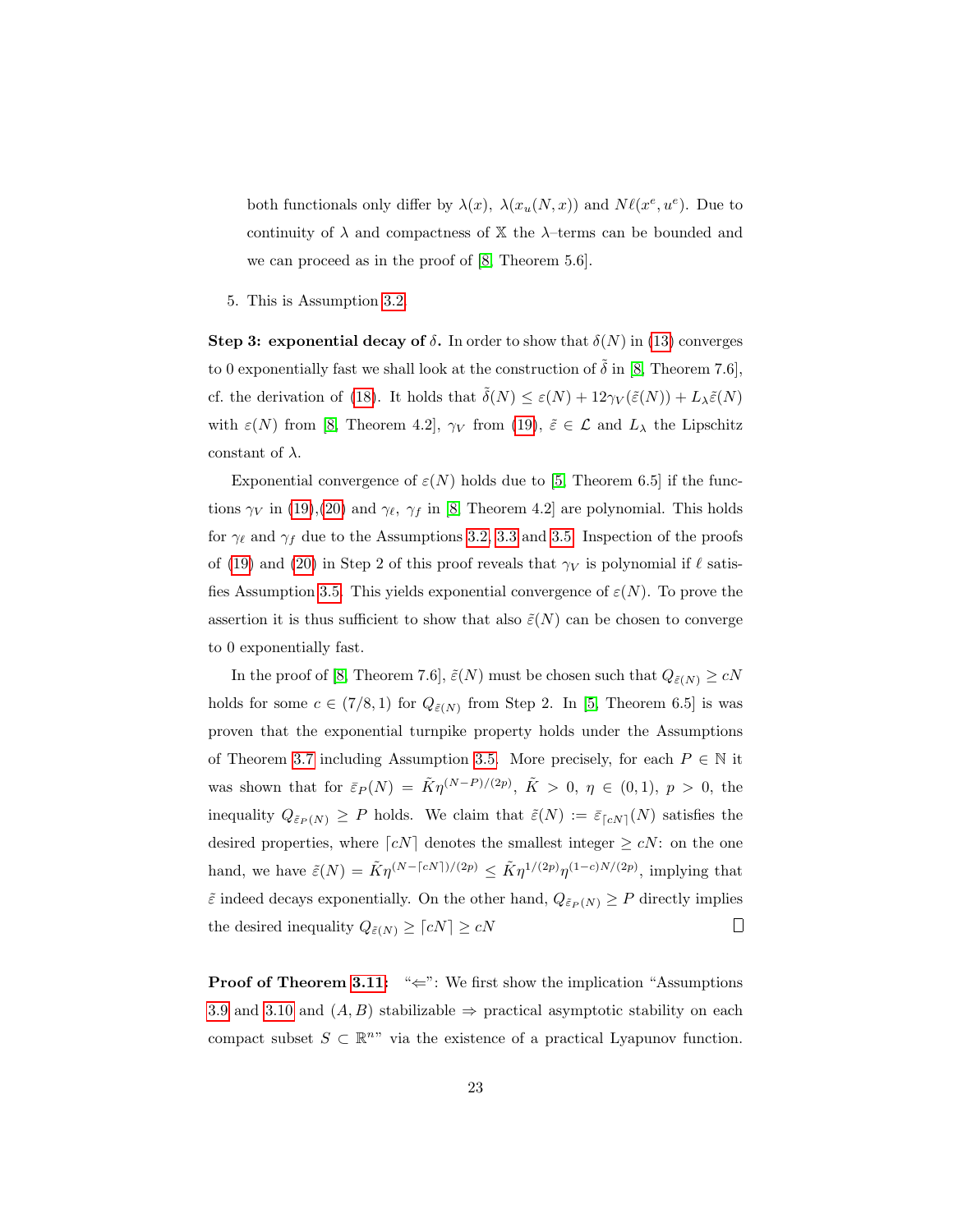both functionals only differ by $\lambda(x)$, $\lambda(x_u(N,x))$ and $N\ell(x^e,u^e)$. Due to continuity of $\lambda$ and compactness of $\mathbb{X}$ the $\lambda$–terms can be bounded and we can proceed as in the proof of [8, Theorem 5.6].

5. This is Assumption 3.2.

**Step 3: exponential decay of $\delta$.** In order to show that $\delta(N)$ in (13) converges to 0 exponentially fast we shall look at the construction of $\tilde{\delta}$ in [8, Theorem 7.6], cf. the derivation of (18). It holds that $\tilde{\delta}(N) \leq \varepsilon(N) + 12\gamma_V(\tilde{\varepsilon}(N)) + L_\lambda \tilde{\varepsilon}(N)$ with $\varepsilon(N)$ from [8, Theorem 4.2], $\gamma_V$ from (19), $\tilde{\varepsilon} \in \mathcal{L}$ and $L_\lambda$ the Lipschitz constant of $\lambda$.

Exponential convergence of $\varepsilon(N)$ holds due to [5, Theorem 6.5] if the functions $\gamma_V$ in (19),(20) and $\gamma_\ell$, $\gamma_f$ in [8, Theorem 4.2] are polynomial. This holds for $\gamma_\ell$ and $\gamma_f$ due to the Assumptions 3.2, 3.3 and 3.5. Inspection of the proofs of (19) and (20) in Step 2 of this proof reveals that $\gamma_V$ is polynomial if $\ell$ satisfies Assumption 3.5. This yields exponential convergence of $\varepsilon(N)$. To prove the assertion it is thus sufficient to show that also $\tilde{\varepsilon}(N)$ can be chosen to converge to 0 exponentially fast.

In the proof of [8, Theorem 7.6], $\tilde{\varepsilon}(N)$ must be chosen such that $Q_{\tilde{\varepsilon}(N)} \geq cN$ holds for some $c \in (7/8, 1)$ for $Q_{\tilde{\varepsilon}(N)}$ from Step 2. In [5, Theorem 6.5] is was proven that the exponential turnpike property holds under the Assumptions of Theorem 3.7 including Assumption 3.5. More precisely, for each $P \in \mathbb{N}$ it was shown that for $\bar{\varepsilon}_P(N) = \tilde{K}\eta^{(N-P)/(2p)}$, $\tilde{K} > 0$, $\eta \in (0,1)$, $p > 0$, the inequality $Q_{\bar{\varepsilon}_P(N)} \geq P$ holds. We claim that $\tilde{\varepsilon}(N) := \bar{\varepsilon}_{\lceil cN \rceil}(N)$ satisfies the desired properties, where $\lceil cN \rceil$ denotes the smallest integer $\geq cN$: on the one hand, we have $\tilde{\varepsilon}(N) = \tilde{K}\eta^{(N-\lceil cN \rceil)/(2p)} \leq \tilde{K}\eta^{1/(2p)}\eta^{(1-c)N/(2p)}$, implying that $\tilde{\varepsilon}$ indeed decays exponentially. On the other hand, $Q_{\bar{\varepsilon}_P(N)} \geq P$ directly implies the desired inequality $Q_{\tilde{\varepsilon}(N)} \geq \lceil cN \rceil \geq cN$ □

**Proof of Theorem 3.11:** "$\Leftarrow$": We first show the implication "Assumptions 3.9 and 3.10 and $(A, B)$ stabilizable $\Rightarrow$ practical asymptotic stability on each compact subset $S \subset \mathbb{R}^n$" via the existence of a practical Lyapunov function.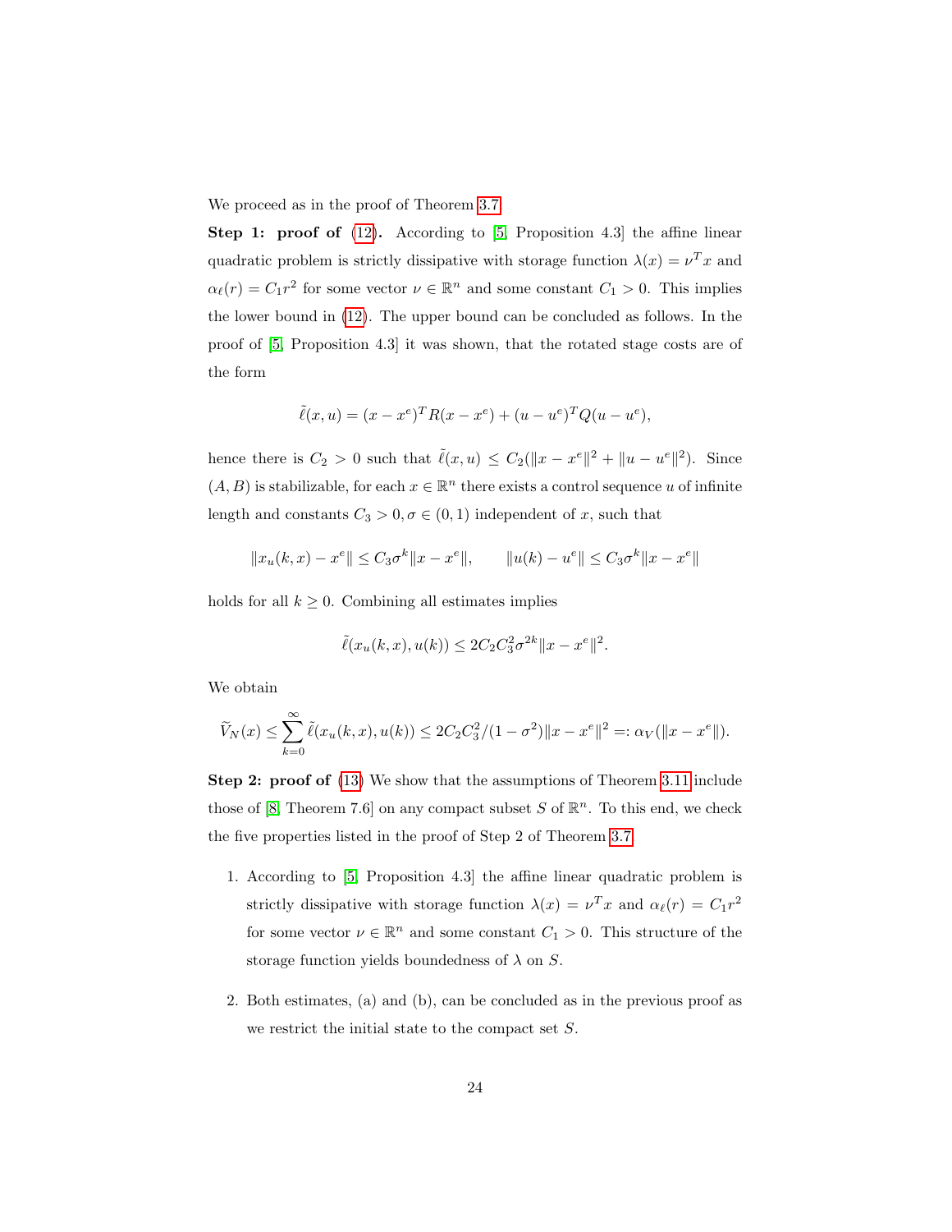We proceed as in the proof of Theorem 3.7.

**Step 1: proof of** (12)**.** According to [5, Proposition 4.3] the affine linear quadratic problem is strictly dissipative with storage function $\lambda(x) = \nu^T x$ and $\alpha_\ell(r) = C_1 r^2$ for some vector $\nu \in \mathbb{R}^n$ and some constant $C_1 > 0$. This implies the lower bound in (12). The upper bound can be concluded as follows. In the proof of [5, Proposition 4.3] it was shown, that the rotated stage costs are of the form

$$\tilde{\ell}(x,u) = (x - x^e)^T R (x - x^e) + (u - u^e)^T Q (u - u^e),$$

hence there is $C_2 > 0$ such that $\tilde{\ell}(x,u) \leq C_2(\|x - x^e\|^2 + \|u - u^e\|^2)$. Since $(A,B)$ is stabilizable, for each $x \in \mathbb{R}^n$ there exists a control sequence $u$ of infinite length and constants $C_3 > 0, \sigma \in (0,1)$ independent of $x$, such that

$$\|x_u(k,x) - x^e\| \leq C_3 \sigma^k \|x - x^e\|, \qquad \|u(k) - u^e\| \leq C_3 \sigma^k \|x - x^e\|$$

holds for all $k \geq 0$. Combining all estimates implies

$$\tilde{\ell}(x_u(k,x), u(k)) \leq 2 C_2 C_3^2 \sigma^{2k} \|x - x^e\|^2.$$

We obtain

$$\widetilde{V}_N(x) \leq \sum_{k=0}^{\infty} \tilde{\ell}(x_u(k,x), u(k)) \leq 2 C_2 C_3^2 / (1 - \sigma^2) \|x - x^e\|^2 =: \alpha_V(\|x - x^e\|).$$

**Step 2: proof of** (13) We show that the assumptions of Theorem 3.11 include those of [8, Theorem 7.6] on any compact subset $S$ of $\mathbb{R}^n$. To this end, we check the five properties listed in the proof of Step 2 of Theorem 3.7.

1. According to [5, Proposition 4.3] the affine linear quadratic problem is strictly dissipative with storage function $\lambda(x) = \nu^T x$ and $\alpha_\ell(r) = C_1 r^2$ for some vector $\nu \in \mathbb{R}^n$ and some constant $C_1 > 0$. This structure of the storage function yields boundedness of $\lambda$ on $S$.

2. Both estimates, (a) and (b), can be concluded as in the previous proof as we restrict the initial state to the compact set $S$.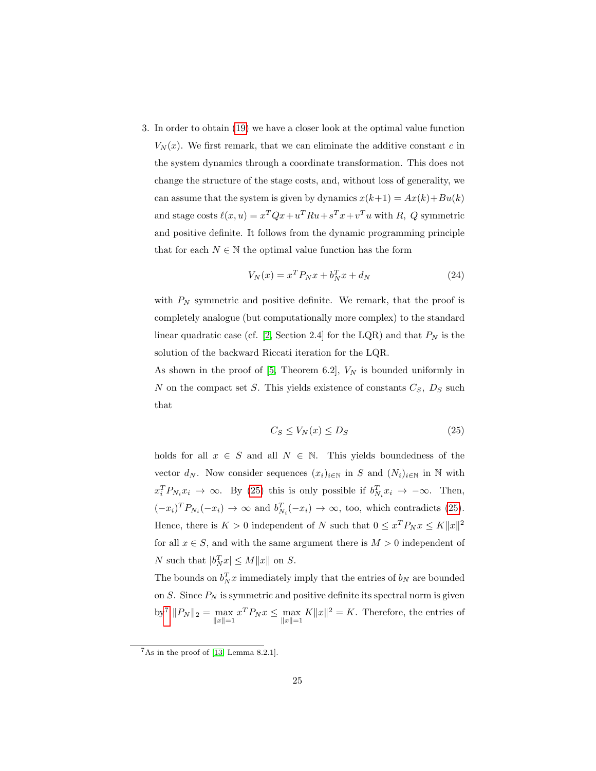3. In order to obtain (19) we have a closer look at the optimal value function $V_N(x)$. We first remark, that we can eliminate the additive constant $c$ in the system dynamics through a coordinate transformation. This does not change the structure of the stage costs, and, without loss of generality, we can assume that the system is given by dynamics $x(k+1) = Ax(k)+Bu(k)$ and stage costs $\ell(x,u) = x^TQx + u^TRu + s^Tx + v^Tu$ with $R$, $Q$ symmetric and positive definite. It follows from the dynamic programming principle that for each $N \in \mathbb{N}$ the optimal value function has the form

$$V_N(x) = x^T P_N x + b_N^T x + d_N \tag{24}$$

with $P_N$ symmetric and positive definite. We remark, that the proof is completely analogue (but computationally more complex) to the standard linear quadratic case (cf. [2, Section 2.4] for the LQR) and that $P_N$ is the solution of the backward Riccati iteration for the LQR.

As shown in the proof of [5, Theorem 6.2], $V_N$ is bounded uniformly in $N$ on the compact set $S$. This yields existence of constants $C_S$, $D_S$ such that

$$C_S \leq V_N(x) \leq D_S \tag{25}$$

holds for all $x \in S$ and all $N \in \mathbb{N}$. This yields boundedness of the vector $d_N$. Now consider sequences $(x_i)_{i\in\mathbb{N}}$ in $S$ and $(N_i)_{i\in\mathbb{N}}$ in $\mathbb{N}$ with $x_i^T P_{N_i} x_i \to \infty$. By (25) this is only possible if $b_{N_i}^T x_i \to -\infty$. Then, $(-x_i)^T P_{N_i}(-x_i) \to \infty$ and $b_{N_i}^T(-x_i) \to \infty$, too, which contradicts (25). Hence, there is $K > 0$ independent of $N$ such that $0 \leq x^T P_N x \leq K\|x\|^2$ for all $x \in S$, and with the same argument there is $M > 0$ independent of $N$ such that $|b_N^T x| \leq M\|x\|$ on $S$.

The bounds on $b_N^T x$ immediately imply that the entries of $b_N$ are bounded on $S$. Since $P_N$ is symmetric and positive definite its spectral norm is given by[7] $\|P_N\|_2 = \max\limits_{\|x\|=1} x^T P_N x \leq \max\limits_{\|x\|=1} K\|x\|^2 = K$. Therefore, the entries of

[7] As in the proof of [13, Lemma 8.2.1].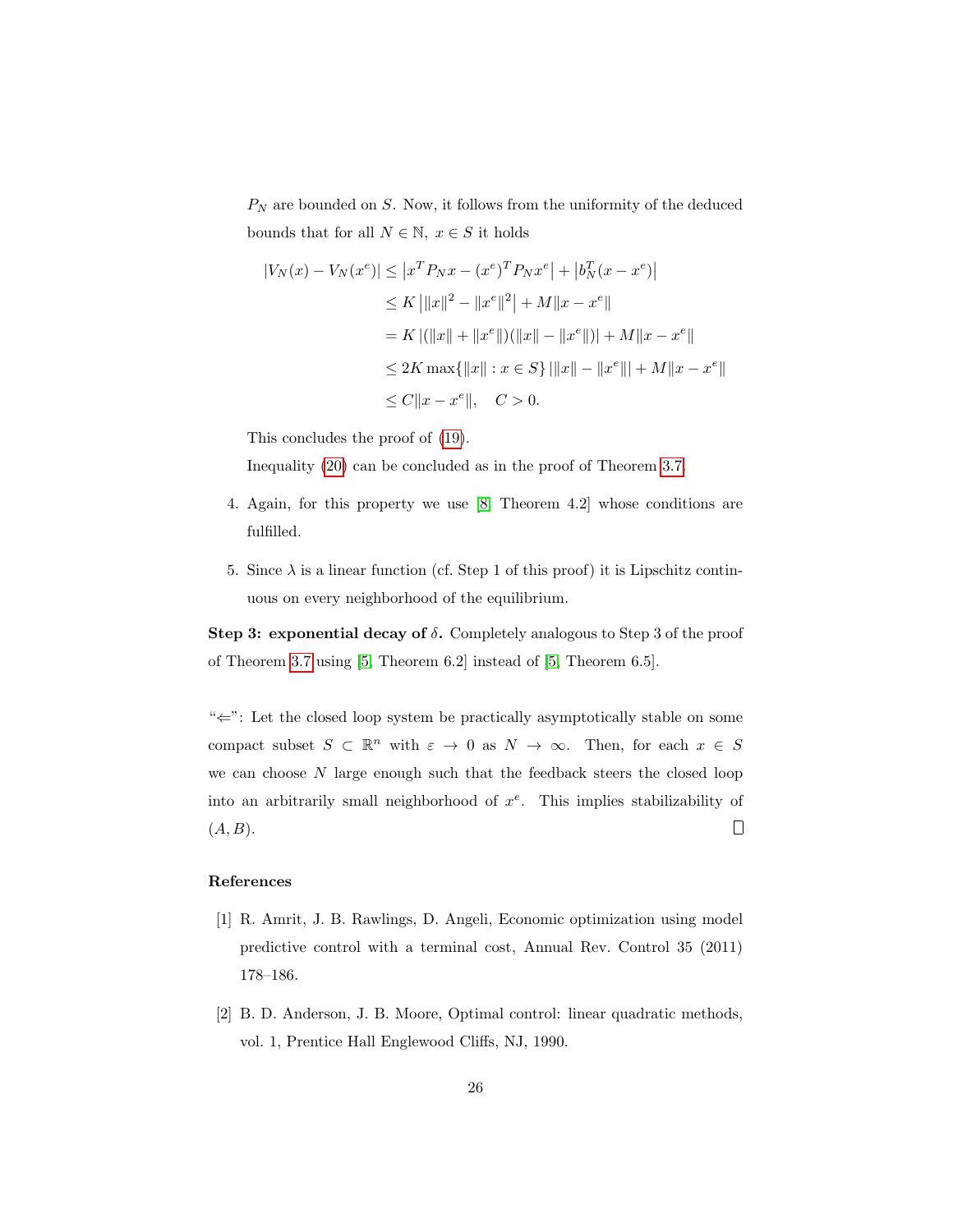$P_N$ are bounded on $S$. Now, it follows from the uniformity of the deduced bounds that for all $N \in \mathbb{N}$, $x \in S$ it holds

$$
\begin{aligned}
|V_N(x) - V_N(x^e)| &\le \left|x^T P_N x - (x^e)^T P_N x^e\right| + \left|b_N^T (x - x^e)\right| \\
&\le K \left| \|x\|^2 - \|x^e\|^2 \right| + M\|x - x^e\| \\
&= K \left| (\|x\| + \|x^e\|)(\|x\| - \|x^e\|) \right| + M\|x - x^e\| \\
&\le 2K \max\{\|x\| : x \in S\} \left| \|x\| - \|x^e\| \right| + M\|x - x^e\| \\
&\le C\|x - x^e\|, \quad C > 0.
\end{aligned}
$$

This concludes the proof of (19).

Inequality (20) can be concluded as in the proof of Theorem 3.7.

4. Again, for this property we use [8, Theorem 4.2] whose conditions are fulfilled.

5. Since $\lambda$ is a linear function (cf. Step 1 of this proof) it is Lipschitz continuous on every neighborhood of the equilibrium.

**Step 3: exponential decay of $\delta$.** Completely analogous to Step 3 of the proof of Theorem 3.7 using [5, Theorem 6.2] instead of [5, Theorem 6.5].

"$\Leftarrow$": Let the closed loop system be practically asymptotically stable on some compact subset $S \subset \mathbb{R}^n$ with $\varepsilon \to 0$ as $N \to \infty$. Then, for each $x \in S$ we can choose $N$ large enough such that the feedback steers the closed loop into an arbitrarily small neighborhood of $x^e$. This implies stabilizability of $(A, B)$. □

## References

[1] R. Amrit, J. B. Rawlings, D. Angeli, Economic optimization using model predictive control with a terminal cost, Annual Rev. Control 35 (2011) 178–186.

[2] B. D. Anderson, J. B. Moore, Optimal control: linear quadratic methods, vol. 1, Prentice Hall Englewood Cliffs, NJ, 1990.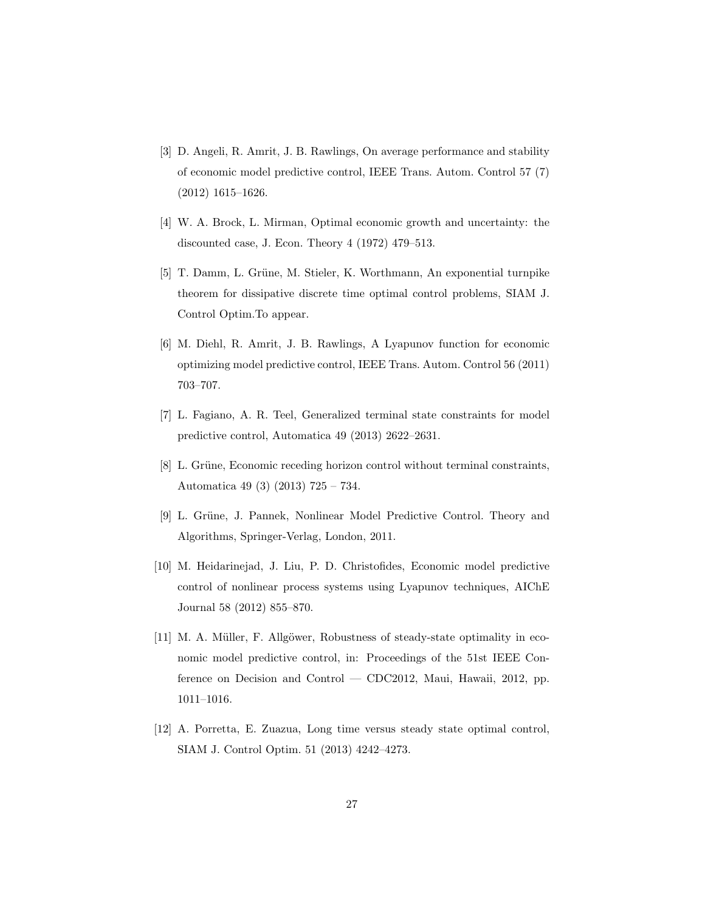[3] D. Angeli, R. Amrit, J. B. Rawlings, On average performance and stability of economic model predictive control, IEEE Trans. Autom. Control 57 (7) (2012) 1615–1626.

[4] W. A. Brock, L. Mirman, Optimal economic growth and uncertainty: the discounted case, J. Econ. Theory 4 (1972) 479–513.

[5] T. Damm, L. Grüne, M. Stieler, K. Worthmann, An exponential turnpike theorem for dissipative discrete time optimal control problems, SIAM J. Control Optim.To appear.

[6] M. Diehl, R. Amrit, J. B. Rawlings, A Lyapunov function for economic optimizing model predictive control, IEEE Trans. Autom. Control 56 (2011) 703–707.

[7] L. Fagiano, A. R. Teel, Generalized terminal state constraints for model predictive control, Automatica 49 (2013) 2622–2631.

[8] L. Grüne, Economic receding horizon control without terminal constraints, Automatica 49 (3) (2013) 725 – 734.

[9] L. Grüne, J. Pannek, Nonlinear Model Predictive Control. Theory and Algorithms, Springer-Verlag, London, 2011.

[10] M. Heidarinejad, J. Liu, P. D. Christofides, Economic model predictive control of nonlinear process systems using Lyapunov techniques, AIChE Journal 58 (2012) 855–870.

[11] M. A. Müller, F. Allgöwer, Robustness of steady-state optimality in economic model predictive control, in: Proceedings of the 51st IEEE Conference on Decision and Control — CDC2012, Maui, Hawaii, 2012, pp. 1011–1016.

[12] A. Porretta, E. Zuazua, Long time versus steady state optimal control, SIAM J. Control Optim. 51 (2013) 4242–4273.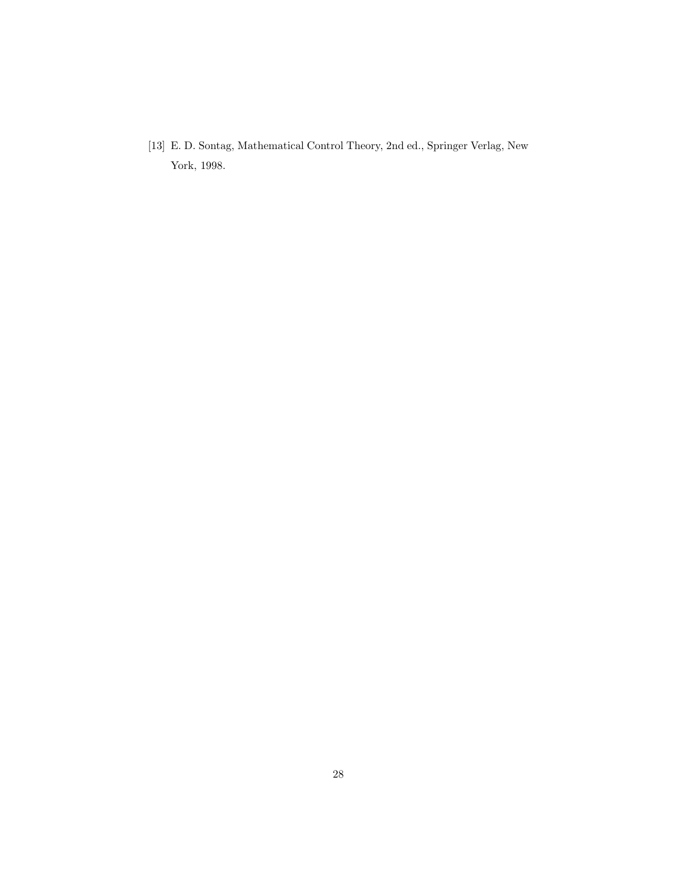[13] E. D. Sontag, Mathematical Control Theory, 2nd ed., Springer Verlag, New York, 1998.